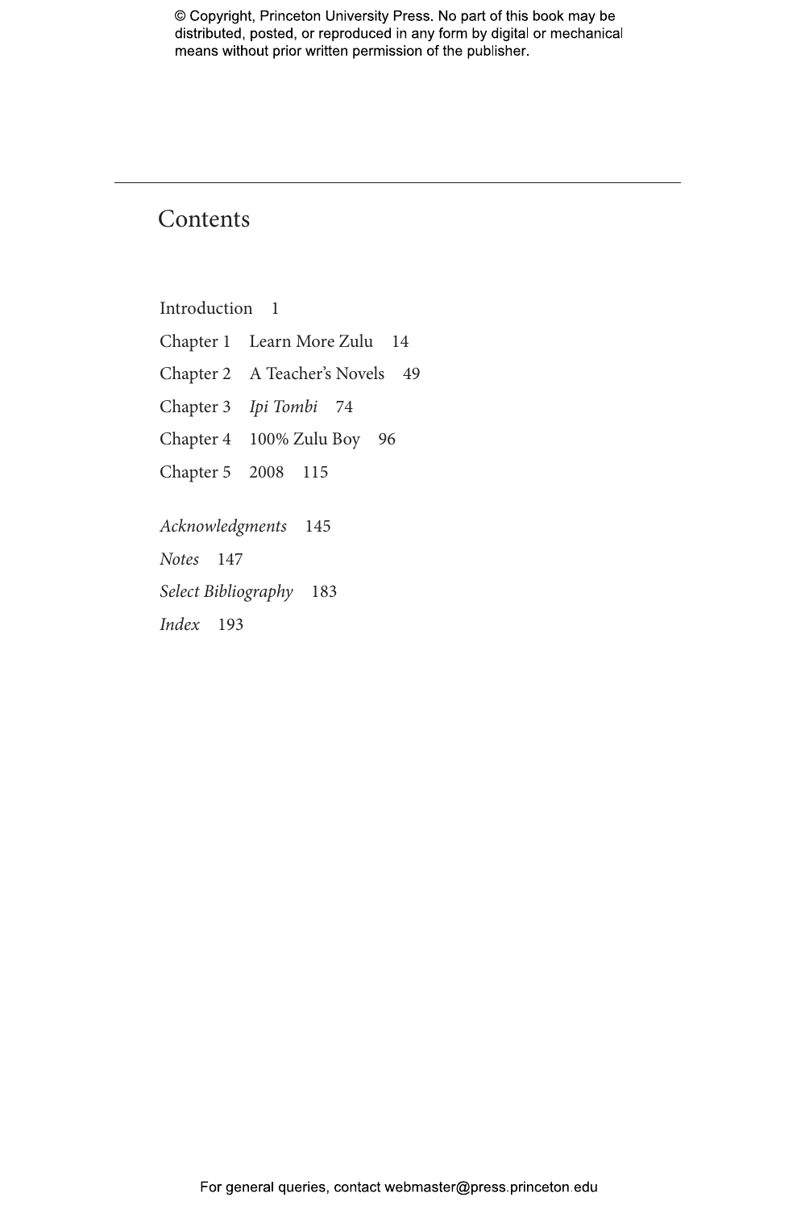# Contents

Introduction 1

Chapter 1 Learn More Zulu 14

Chapter 2 A Teacher's Novels 49

Chapter 3 *Ipi Tombi* 74

Chapter 4 100% Zulu Boy 96

Chapter 5 2008 115

*Acknowledgments* 145

*Notes* 147

*Select Bibliography* 183

*Index* 193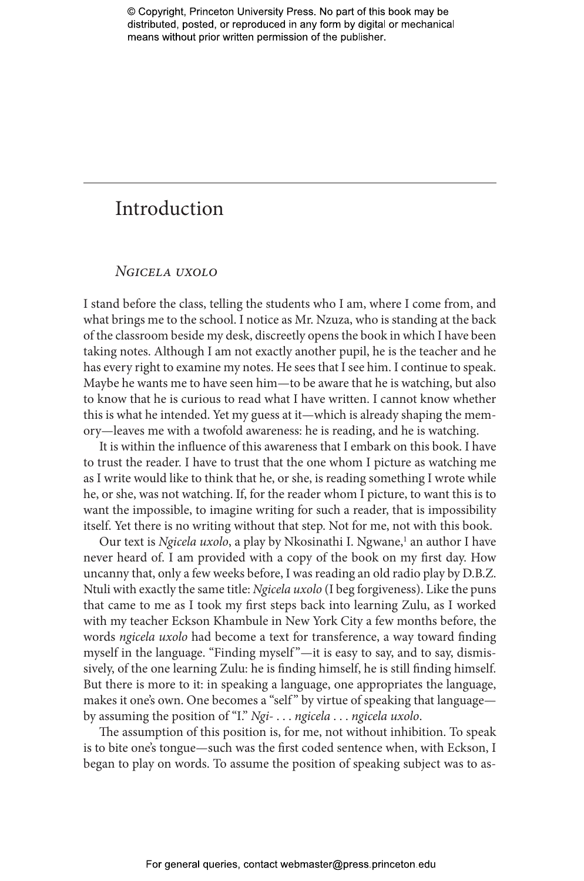# Introduction

## *Ngicela uxolo*

I stand before the class, telling the students who I am, where I come from, and what brings me to the school. I notice as Mr. Nzuza, who is standing at the back of the classroom beside my desk, discreetly opens the book in which I have been taking notes. Although I am not exactly another pupil, he is the teacher and he has every right to examine my notes. He sees that I see him. I continue to speak. Maybe he wants me to have seen him—to be aware that he is watching, but also to know that he is curious to read what I have written. I cannot know whether this is what he intended. Yet my guess at it—which is already shaping the memory—leaves me with a twofold awareness: he is reading, and he is watching.

It is within the influence of this awareness that I embark on this book. I have to trust the reader. I have to trust that the one whom I picture as watching me as I write would like to think that he, or she, is reading something I wrote while he, or she, was not watching. If, for the reader whom I picture, to want this is to want the impossible, to imagine writing for such a reader, that is impossibility itself. Yet there is no writing without that step. Not for me, not with this book.

Our text is *Ngicela uxolo*, a play by Nkosinathi I. Ngwane,[1] an author I have never heard of. I am provided with a copy of the book on my first day. How uncanny that, only a few weeks before, I was reading an old radio play by D.B.Z. Ntuli with exactly the same title: *Ngicela uxolo* (I beg forgiveness). Like the puns that came to me as I took my first steps back into learning Zulu, as I worked with my teacher Eckson Khambule in New York City a few months before, the words *ngicela uxolo* had become a text for transference, a way toward finding myself in the language. "Finding myself"—it is easy to say, and to say, dismissively, of the one learning Zulu: he is finding himself, he is still finding himself. But there is more to it: in speaking a language, one appropriates the language, makes it one's own. One becomes a "self" by virtue of speaking that language—by assuming the position of "I." *Ngi-* . . . *ngicela* . . . *ngicela uxolo*.

The assumption of this position is, for me, not without inhibition. To speak is to bite one's tongue—such was the first coded sentence when, with Eckson, I began to play on words. To assume the position of speaking subject was to as-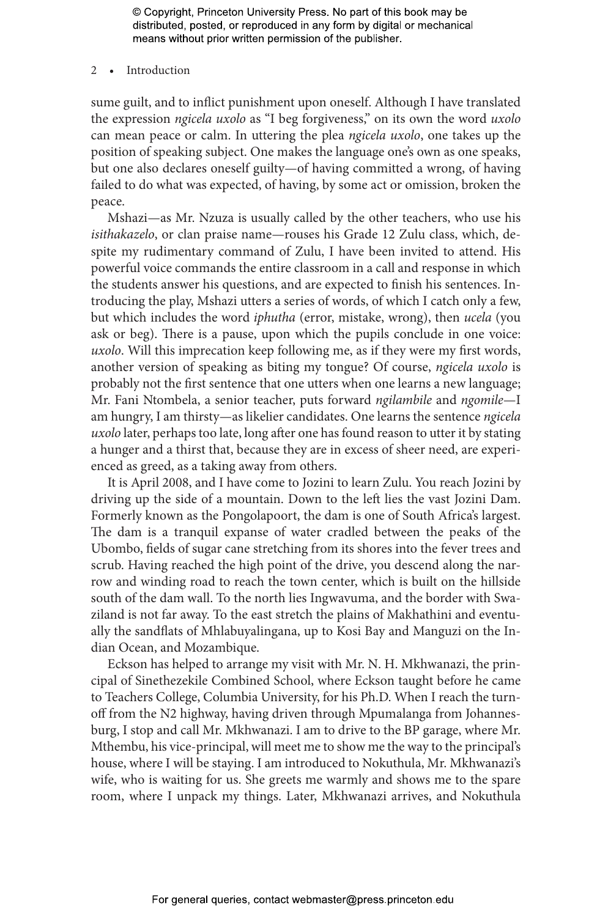sume guilt, and to inflict punishment upon oneself. Although I have translated the expression *ngicela uxolo* as "I beg forgiveness," on its own the word *uxolo* can mean peace or calm. In uttering the plea *ngicela uxolo*, one takes up the position of speaking subject. One makes the language one's own as one speaks, but one also declares oneself guilty—of having committed a wrong, of having failed to do what was expected, of having, by some act or omission, broken the peace.

Mshazi—as Mr. Nzuza is usually called by the other teachers, who use his *isithakazelo*, or clan praise name—rouses his Grade 12 Zulu class, which, despite my rudimentary command of Zulu, I have been invited to attend. His powerful voice commands the entire classroom in a call and response in which the students answer his questions, and are expected to finish his sentences. Introducing the play, Mshazi utters a series of words, of which I catch only a few, but which includes the word *iphutha* (error, mistake, wrong), then *ucela* (you ask or beg). There is a pause, upon which the pupils conclude in one voice: *uxolo*. Will this imprecation keep following me, as if they were my first words, another version of speaking as biting my tongue? Of course, *ngicela uxolo* is probably not the first sentence that one utters when one learns a new language; Mr. Fani Ntombela, a senior teacher, puts forward *ngilambile* and *ngomile*—I am hungry, I am thirsty—as likelier candidates. One learns the sentence *ngicela uxolo* later, perhaps too late, long after one has found reason to utter it by stating a hunger and a thirst that, because they are in excess of sheer need, are experienced as greed, as a taking away from others.

It is April 2008, and I have come to Jozini to learn Zulu. You reach Jozini by driving up the side of a mountain. Down to the left lies the vast Jozini Dam. Formerly known as the Pongolapoort, the dam is one of South Africa's largest. The dam is a tranquil expanse of water cradled between the peaks of the Ubombo, fields of sugar cane stretching from its shores into the fever trees and scrub. Having reached the high point of the drive, you descend along the narrow and winding road to reach the town center, which is built on the hillside south of the dam wall. To the north lies Ingwavuma, and the border with Swaziland is not far away. To the east stretch the plains of Makhathini and eventually the sandflats of Mhlabuyalingana, up to Kosi Bay and Manguzi on the Indian Ocean, and Mozambique.

Eckson has helped to arrange my visit with Mr. N. H. Mkhwanazi, the principal of Sinethezekile Combined School, where Eckson taught before he came to Teachers College, Columbia University, for his Ph.D. When I reach the turnoff from the N2 highway, having driven through Mpumalanga from Johannesburg, I stop and call Mr. Mkhwanazi. I am to drive to the BP garage, where Mr. Mthembu, his vice-principal, will meet me to show me the way to the principal's house, where I will be staying. I am introduced to Nokuthula, Mr. Mkhwanazi's wife, who is waiting for us. She greets me warmly and shows me to the spare room, where I unpack my things. Later, Mkhwanazi arrives, and Nokuthula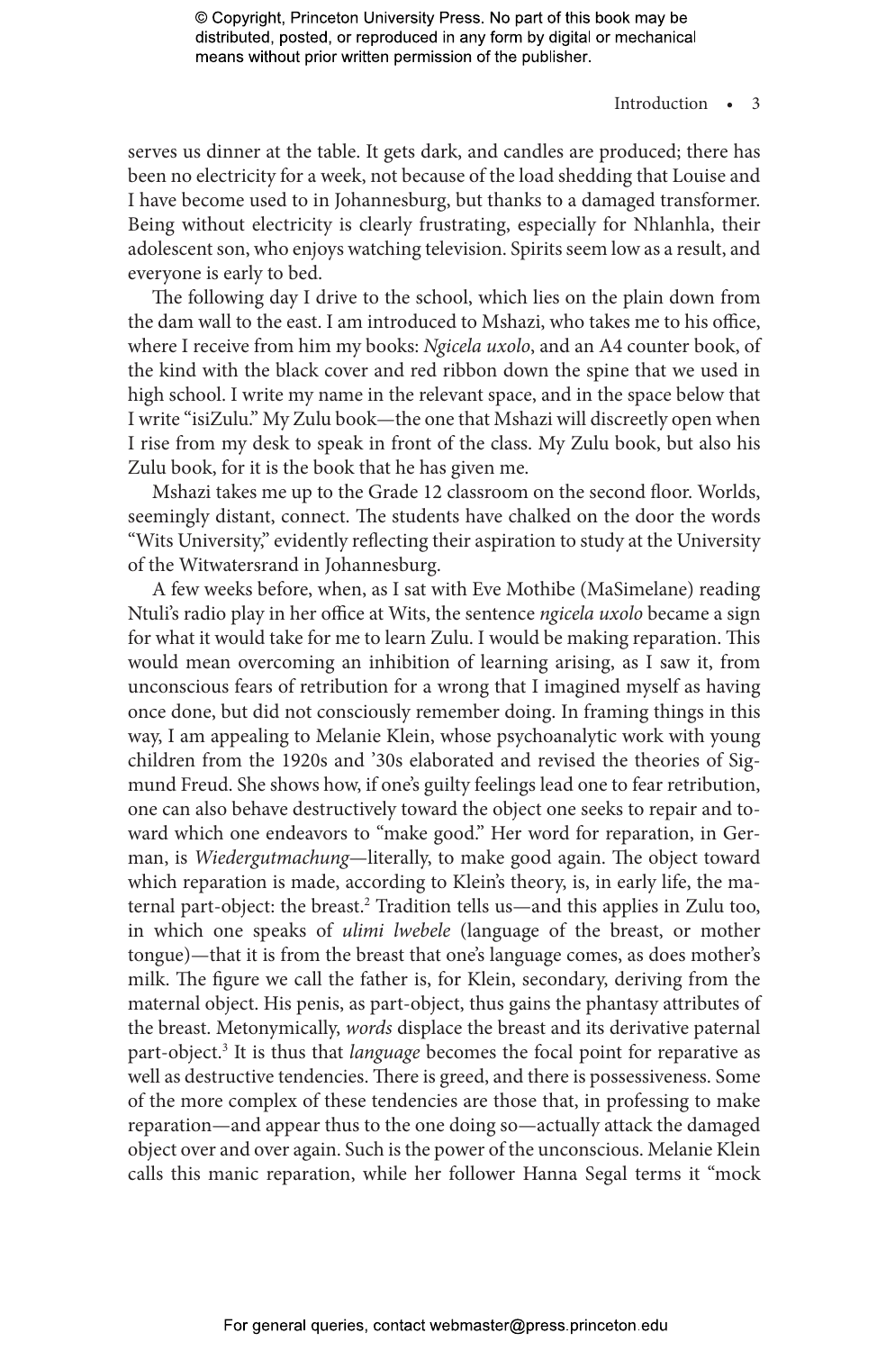serves us dinner at the table. It gets dark, and candles are produced; there has been no electricity for a week, not because of the load shedding that Louise and I have become used to in Johannesburg, but thanks to a damaged transformer. Being without electricity is clearly frustrating, especially for Nhlanhla, their adolescent son, who enjoys watching television. Spirits seem low as a result, and everyone is early to bed.

The following day I drive to the school, which lies on the plain down from the dam wall to the east. I am introduced to Mshazi, who takes me to his office, where I receive from him my books: *Ngicela uxolo*, and an A4 counter book, of the kind with the black cover and red ribbon down the spine that we used in high school. I write my name in the relevant space, and in the space below that I write "isiZulu." My Zulu book—the one that Mshazi will discreetly open when I rise from my desk to speak in front of the class. My Zulu book, but also his Zulu book, for it is the book that he has given me.

Mshazi takes me up to the Grade 12 classroom on the second floor. Worlds, seemingly distant, connect. The students have chalked on the door the words "Wits University," evidently reflecting their aspiration to study at the University of the Witwatersrand in Johannesburg.

A few weeks before, when, as I sat with Eve Mothibe (MaSimelane) reading Ntuli's radio play in her office at Wits, the sentence *ngicela uxolo* became a sign for what it would take for me to learn Zulu. I would be making reparation. This would mean overcoming an inhibition of learning arising, as I saw it, from unconscious fears of retribution for a wrong that I imagined myself as having once done, but did not consciously remember doing. In framing things in this way, I am appealing to Melanie Klein, whose psychoanalytic work with young children from the 1920s and '30s elaborated and revised the theories of Sigmund Freud. She shows how, if one's guilty feelings lead one to fear retribution, one can also behave destructively toward the object one seeks to repair and toward which one endeavors to "make good." Her word for reparation, in German, is *Wiedergutmachung*—literally, to make good again. The object toward which reparation is made, according to Klein's theory, is, in early life, the maternal part-object: the breast.[2] Tradition tells us—and this applies in Zulu too, in which one speaks of *ulimi lwebele* (language of the breast, or mother tongue)—that it is from the breast that one's language comes, as does mother's milk. The figure we call the father is, for Klein, secondary, deriving from the maternal object. His penis, as part-object, thus gains the phantasy attributes of the breast. Metonymically, *words* displace the breast and its derivative paternal part-object.[3] It is thus that *language* becomes the focal point for reparative as well as destructive tendencies. There is greed, and there is possessiveness. Some of the more complex of these tendencies are those that, in professing to make reparation—and appear thus to the one doing so—actually attack the damaged object over and over again. Such is the power of the unconscious. Melanie Klein calls this manic reparation, while her follower Hanna Segal terms it "mock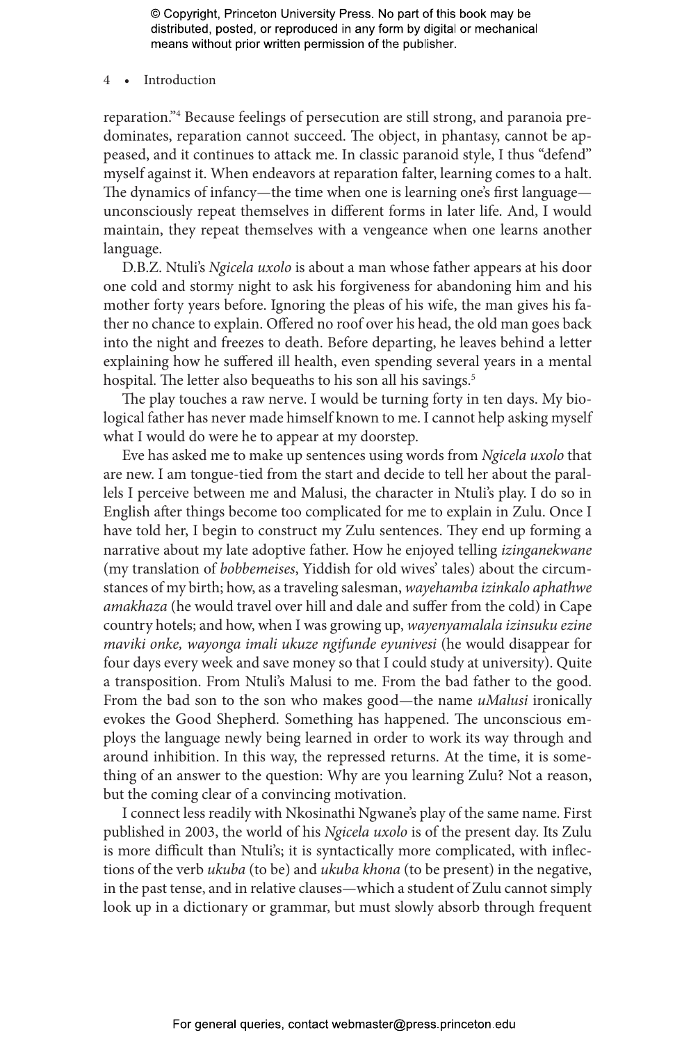reparation."[4] Because feelings of persecution are still strong, and paranoia predominates, reparation cannot succeed. The object, in phantasy, cannot be appeased, and it continues to attack me. In classic paranoid style, I thus "defend" myself against it. When endeavors at reparation falter, learning comes to a halt. The dynamics of infancy—the time when one is learning one's first language—unconsciously repeat themselves in different forms in later life. And, I would maintain, they repeat themselves with a vengeance when one learns another language.

D.B.Z. Ntuli's *Ngicela uxolo* is about a man whose father appears at his door one cold and stormy night to ask his forgiveness for abandoning him and his mother forty years before. Ignoring the pleas of his wife, the man gives his father no chance to explain. Offered no roof over his head, the old man goes back into the night and freezes to death. Before departing, he leaves behind a letter explaining how he suffered ill health, even spending several years in a mental hospital. The letter also bequeaths to his son all his savings.[5]

The play touches a raw nerve. I would be turning forty in ten days. My biological father has never made himself known to me. I cannot help asking myself what I would do were he to appear at my doorstep.

Eve has asked me to make up sentences using words from *Ngicela uxolo* that are new. I am tongue-tied from the start and decide to tell her about the parallels I perceive between me and Malusi, the character in Ntuli's play. I do so in English after things become too complicated for me to explain in Zulu. Once I have told her, I begin to construct my Zulu sentences. They end up forming a narrative about my late adoptive father. How he enjoyed telling *izinganekwane* (my translation of *bobbemeises*, Yiddish for old wives' tales) about the circumstances of my birth; how, as a traveling salesman, *wayehamba izinkalo aphathwe amakhaza* (he would travel over hill and dale and suffer from the cold) in Cape country hotels; and how, when I was growing up, *wayenyamalala izinsuku ezine maviki onke, wayonga imali ukuze ngifunde eyunivesi* (he would disappear for four days every week and save money so that I could study at university). Quite a transposition. From Ntuli's Malusi to me. From the bad father to the good. From the bad son to the son who makes good—the name *uMalusi* ironically evokes the Good Shepherd. Something has happened. The unconscious employs the language newly being learned in order to work its way through and around inhibition. In this way, the repressed returns. At the time, it is something of an answer to the question: Why are you learning Zulu? Not a reason, but the coming clear of a convincing motivation.

I connect less readily with Nkosinathi Ngwane's play of the same name. First published in 2003, the world of his *Ngicela uxolo* is of the present day. Its Zulu is more difficult than Ntuli's; it is syntactically more complicated, with inflections of the verb *ukuba* (to be) and *ukuba khona* (to be present) in the negative, in the past tense, and in relative clauses—which a student of Zulu cannot simply look up in a dictionary or grammar, but must slowly absorb through frequent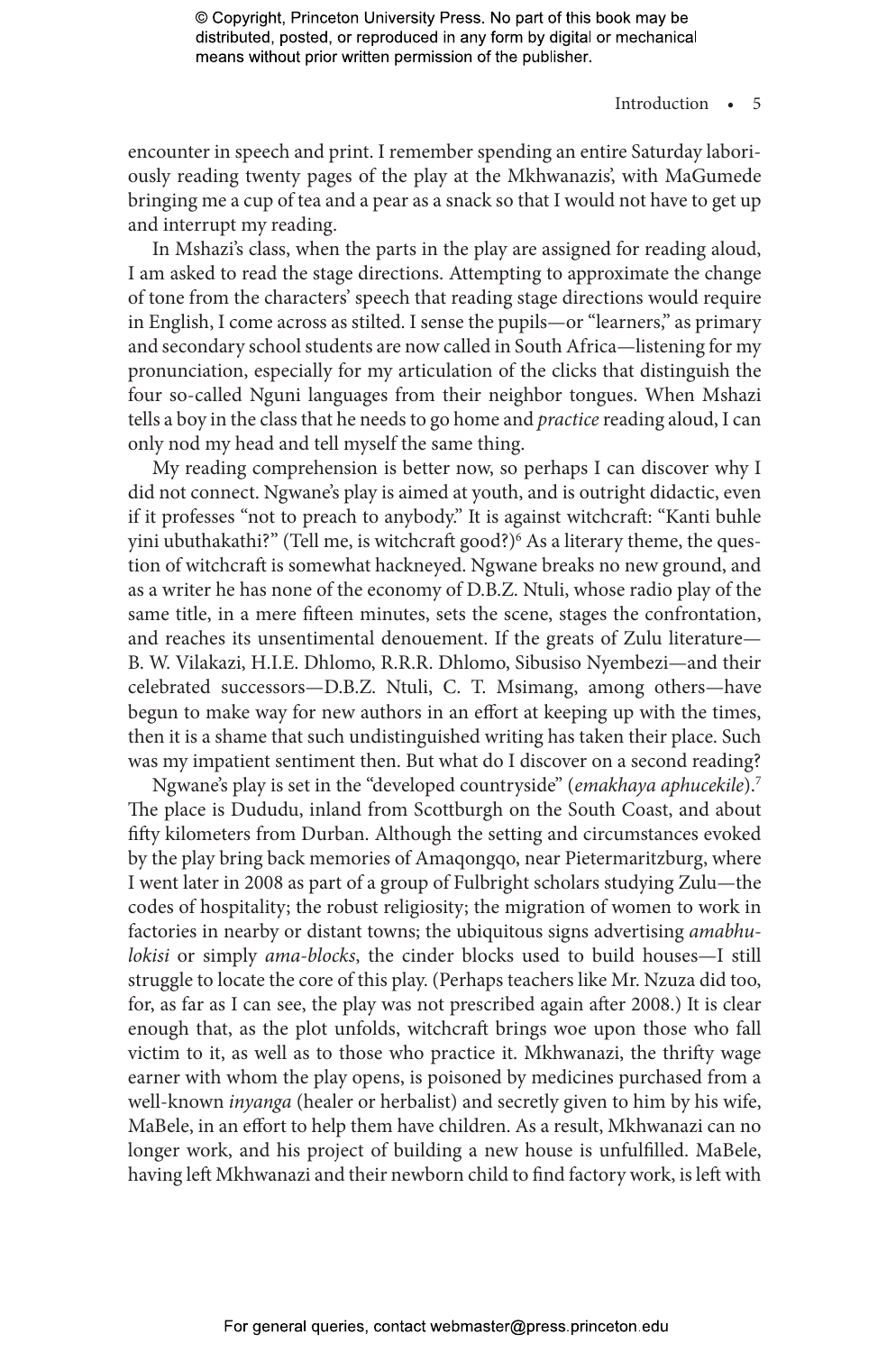encounter in speech and print. I remember spending an entire Saturday laboriously reading twenty pages of the play at the Mkhwanazis', with MaGumede bringing me a cup of tea and a pear as a snack so that I would not have to get up and interrupt my reading.

In Mshazi's class, when the parts in the play are assigned for reading aloud, I am asked to read the stage directions. Attempting to approximate the change of tone from the characters' speech that reading stage directions would require in English, I come across as stilted. I sense the pupils—or "learners," as primary and secondary school students are now called in South Africa—listening for my pronunciation, especially for my articulation of the clicks that distinguish the four so-called Nguni languages from their neighbor tongues. When Mshazi tells a boy in the class that he needs to go home and *practice* reading aloud, I can only nod my head and tell myself the same thing.

My reading comprehension is better now, so perhaps I can discover why I did not connect. Ngwane's play is aimed at youth, and is outright didactic, even if it professes "not to preach to anybody." It is against witchcraft: "Kanti buhle yini ubuthakathi?" (Tell me, is witchcraft good?)[6] As a literary theme, the question of witchcraft is somewhat hackneyed. Ngwane breaks no new ground, and as a writer he has none of the economy of D.B.Z. Ntuli, whose radio play of the same title, in a mere fifteen minutes, sets the scene, stages the confrontation, and reaches its unsentimental denouement. If the greats of Zulu literature—B. W. Vilakazi, H.I.E. Dhlomo, R.R.R. Dhlomo, Sibusiso Nyembezi—and their celebrated successors—D.B.Z. Ntuli, C. T. Msimang, among others—have begun to make way for new authors in an effort at keeping up with the times, then it is a shame that such undistinguished writing has taken their place. Such was my impatient sentiment then. But what do I discover on a second reading?

Ngwane's play is set in the "developed countryside" (*emakhaya aphucekile*).[7] The place is Dududu, inland from Scottburgh on the South Coast, and about fifty kilometers from Durban. Although the setting and circumstances evoked by the play bring back memories of Amaqongqo, near Pietermaritzburg, where I went later in 2008 as part of a group of Fulbright scholars studying Zulu—the codes of hospitality; the robust religiosity; the migration of women to work in factories in nearby or distant towns; the ubiquitous signs advertising *amabhulokisi* or simply *ama-blocks*, the cinder blocks used to build houses—I still struggle to locate the core of this play. (Perhaps teachers like Mr. Nzuza did too, for, as far as I can see, the play was not prescribed again after 2008.) It is clear enough that, as the plot unfolds, witchcraft brings woe upon those who fall victim to it, as well as to those who practice it. Mkhwanazi, the thrifty wage earner with whom the play opens, is poisoned by medicines purchased from a well-known *inyanga* (healer or herbalist) and secretly given to him by his wife, MaBele, in an effort to help them have children. As a result, Mkhwanazi can no longer work, and his project of building a new house is unfulfilled. MaBele, having left Mkhwanazi and their newborn child to find factory work, is left with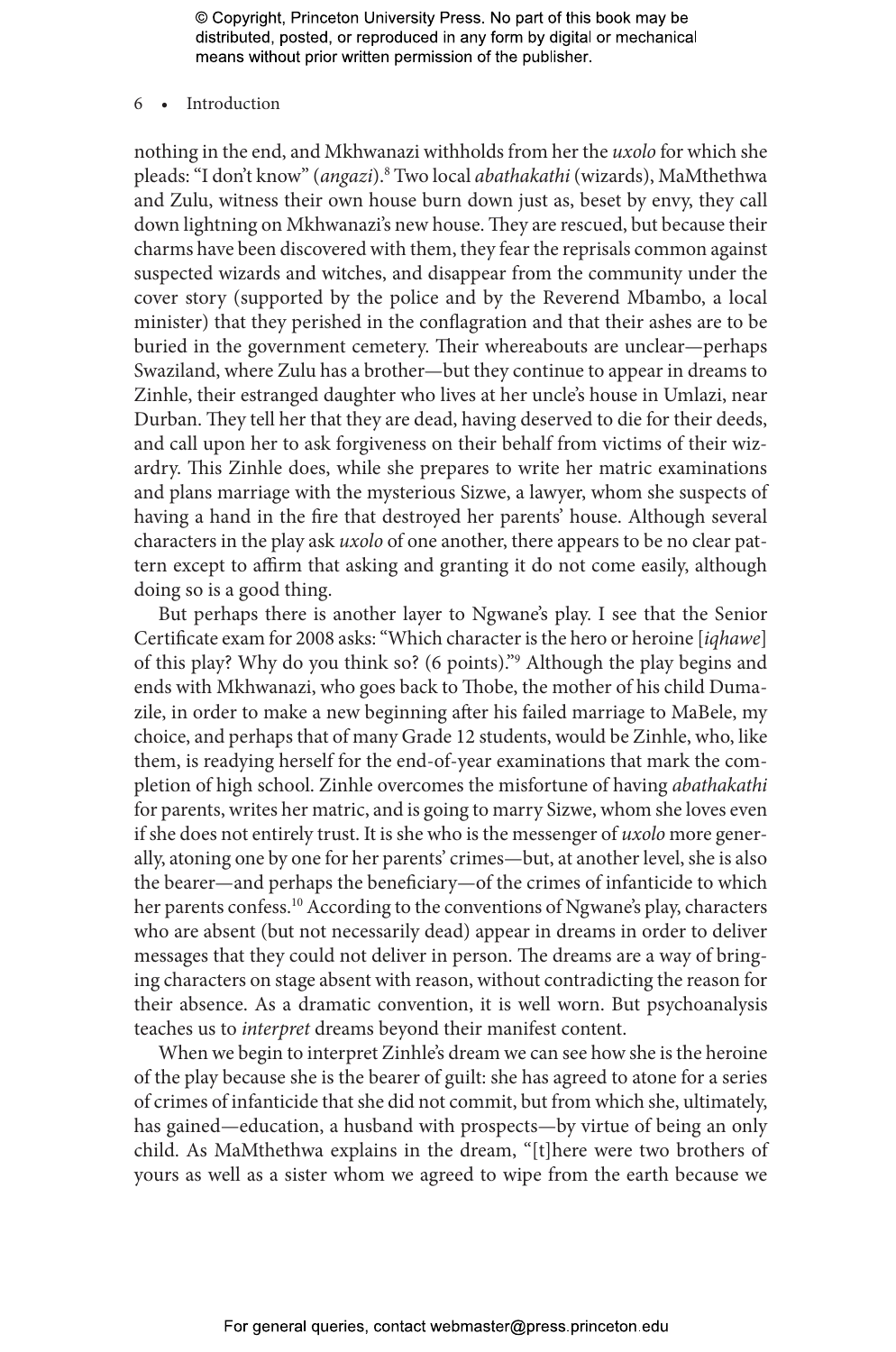nothing in the end, and Mkhwanazi withholds from her the *uxolo* for which she pleads: "I don't know" (*angazi*).[8] Two local *abathakathi* (wizards), MaMthethwa and Zulu, witness their own house burn down just as, beset by envy, they call down lightning on Mkhwanazi's new house. They are rescued, but because their charms have been discovered with them, they fear the reprisals common against suspected wizards and witches, and disappear from the community under the cover story (supported by the police and by the Reverend Mbambo, a local minister) that they perished in the conflagration and that their ashes are to be buried in the government cemetery. Their whereabouts are unclear—perhaps Swaziland, where Zulu has a brother—but they continue to appear in dreams to Zinhle, their estranged daughter who lives at her uncle's house in Umlazi, near Durban. They tell her that they are dead, having deserved to die for their deeds, and call upon her to ask forgiveness on their behalf from victims of their wizardry. This Zinhle does, while she prepares to write her matric examinations and plans marriage with the mysterious Sizwe, a lawyer, whom she suspects of having a hand in the fire that destroyed her parents' house. Although several characters in the play ask *uxolo* of one another, there appears to be no clear pattern except to affirm that asking and granting it do not come easily, although doing so is a good thing.

But perhaps there is another layer to Ngwane's play. I see that the Senior Certificate exam for 2008 asks: "Which character is the hero or heroine [*iqhawe*] of this play? Why do you think so? (6 points)."[9] Although the play begins and ends with Mkhwanazi, who goes back to Thobe, the mother of his child Dumazile, in order to make a new beginning after his failed marriage to MaBele, my choice, and perhaps that of many Grade 12 students, would be Zinhle, who, like them, is readying herself for the end-of-year examinations that mark the completion of high school. Zinhle overcomes the misfortune of having *abathakathi* for parents, writes her matric, and is going to marry Sizwe, whom she loves even if she does not entirely trust. It is she who is the messenger of *uxolo* more generally, atoning one by one for her parents' crimes—but, at another level, she is also the bearer—and perhaps the beneficiary—of the crimes of infanticide to which her parents confess.[10] According to the conventions of Ngwane's play, characters who are absent (but not necessarily dead) appear in dreams in order to deliver messages that they could not deliver in person. The dreams are a way of bringing characters on stage absent with reason, without contradicting the reason for their absence. As a dramatic convention, it is well worn. But psychoanalysis teaches us to *interpret* dreams beyond their manifest content.

When we begin to interpret Zinhle's dream we can see how she is the heroine of the play because she is the bearer of guilt: she has agreed to atone for a series of crimes of infanticide that she did not commit, but from which she, ultimately, has gained—education, a husband with prospects—by virtue of being an only child. As MaMthethwa explains in the dream, "[t]here were two brothers of yours as well as a sister whom we agreed to wipe from the earth because we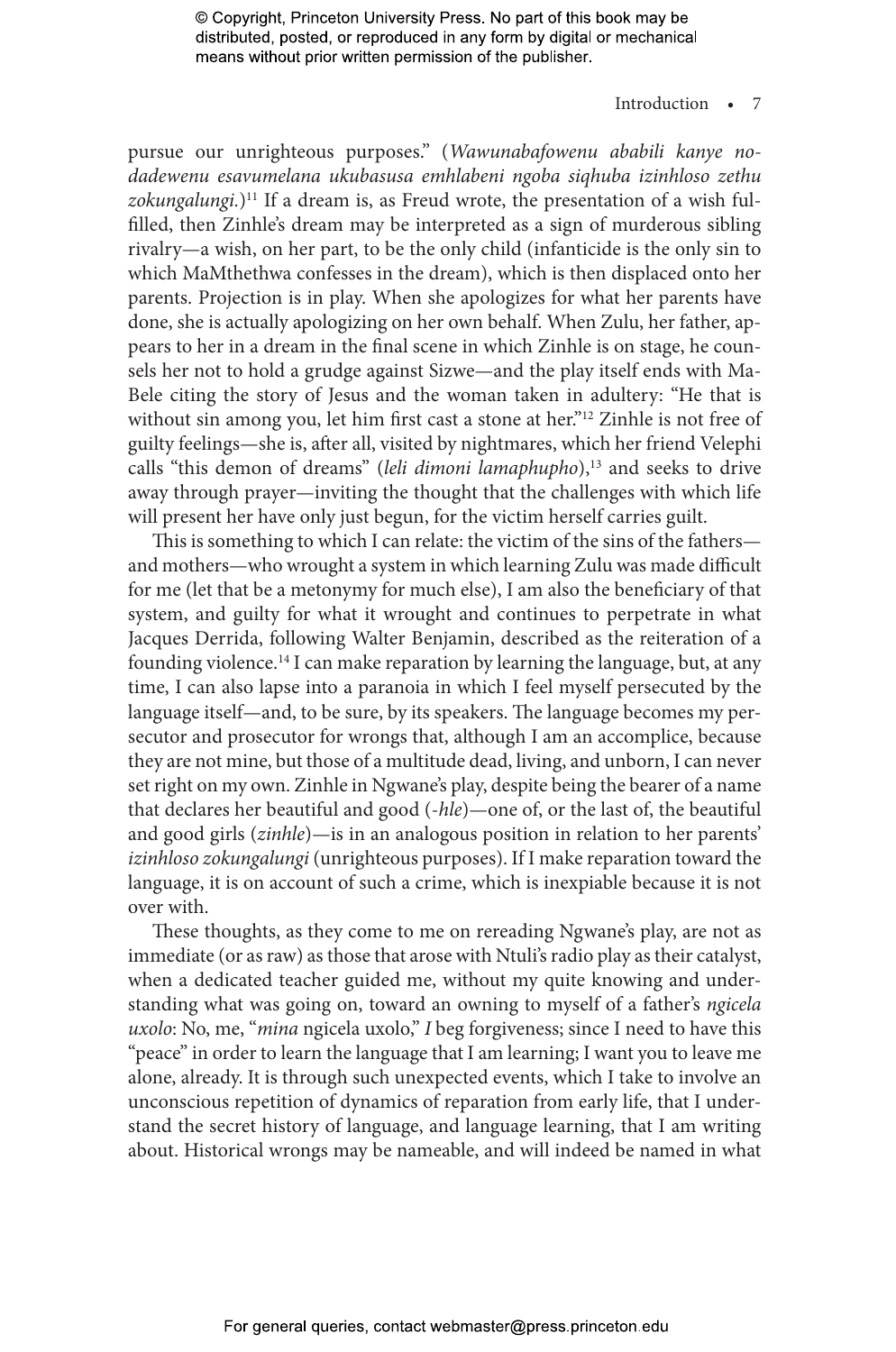pursue our unrighteous purposes." (*Wawunabafowenu ababili kanye no-dadewenu esavumelana ukubasusa emhlabeni ngoba siqhuba izinhloso zethu zokungalungi.*)[11] If a dream is, as Freud wrote, the presentation of a wish fulfilled, then Zinhle's dream may be interpreted as a sign of murderous sibling rivalry—a wish, on her part, to be the only child (infanticide is the only sin to which MaMthethwa confesses in the dream), which is then displaced onto her parents. Projection is in play. When she apologizes for what her parents have done, she is actually apologizing on her own behalf. When Zulu, her father, appears to her in a dream in the final scene in which Zinhle is on stage, he counsels her not to hold a grudge against Sizwe—and the play itself ends with MaBele citing the story of Jesus and the woman taken in adultery: "He that is without sin among you, let him first cast a stone at her."[12] Zinhle is not free of guilty feelings—she is, after all, visited by nightmares, which her friend Velephi calls "this demon of dreams" (*leli dimoni lamaphupho*),[13] and seeks to drive away through prayer—inviting the thought that the challenges with which life will present her have only just begun, for the victim herself carries guilt.

This is something to which I can relate: the victim of the sins of the fathers—and mothers—who wrought a system in which learning Zulu was made difficult for me (let that be a metonymy for much else), I am also the beneficiary of that system, and guilty for what it wrought and continues to perpetrate in what Jacques Derrida, following Walter Benjamin, described as the reiteration of a founding violence.[14] I can make reparation by learning the language, but, at any time, I can also lapse into a paranoia in which I feel myself persecuted by the language itself—and, to be sure, by its speakers. The language becomes my persecutor and prosecutor for wrongs that, although I am an accomplice, because they are not mine, but those of a multitude dead, living, and unborn, I can never set right on my own. Zinhle in Ngwane's play, despite being the bearer of a name that declares her beautiful and good (*-hle*)—one of, or the last of, the beautiful and good girls (*zinhle*)—is in an analogous position in relation to her parents' *izinhloso zokungalungi* (unrighteous purposes). If I make reparation toward the language, it is on account of such a crime, which is inexpiable because it is not over with.

These thoughts, as they come to me on rereading Ngwane's play, are not as immediate (or as raw) as those that arose with Ntuli's radio play as their catalyst, when a dedicated teacher guided me, without my quite knowing and understanding what was going on, toward an owning to myself of a father's *ngicela uxolo*: No, me, "*mina* ngicela uxolo," *I* beg forgiveness; since I need to have this "peace" in order to learn the language that I am learning; I want you to leave me alone, already. It is through such unexpected events, which I take to involve an unconscious repetition of dynamics of reparation from early life, that I understand the secret history of language, and language learning, that I am writing about. Historical wrongs may be nameable, and will indeed be named in what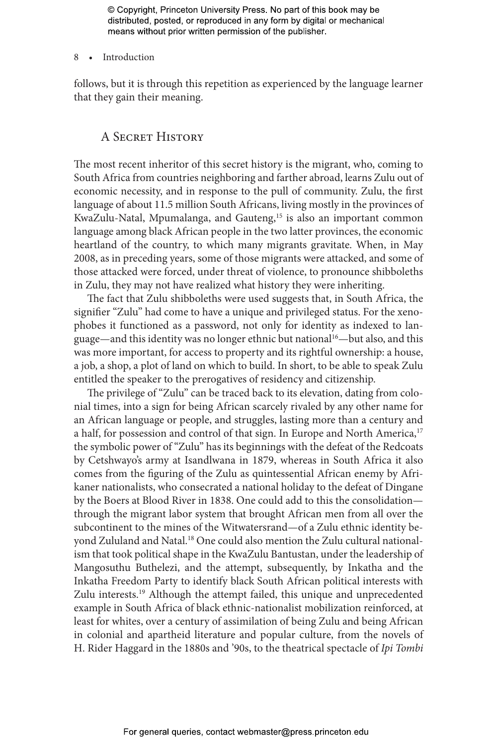follows, but it is through this repetition as experienced by the language learner that they gain their meaning.

## A Secret History

The most recent inheritor of this secret history is the migrant, who, coming to South Africa from countries neighboring and farther abroad, learns Zulu out of economic necessity, and in response to the pull of community. Zulu, the first language of about 11.5 million South Africans, living mostly in the provinces of KwaZulu-Natal, Mpumalanga, and Gauteng,[15] is also an important common language among black African people in the two latter provinces, the economic heartland of the country, to which many migrants gravitate. When, in May 2008, as in preceding years, some of those migrants were attacked, and some of those attacked were forced, under threat of violence, to pronounce shibboleths in Zulu, they may not have realized what history they were inheriting.

The fact that Zulu shibboleths were used suggests that, in South Africa, the signifier "Zulu" had come to have a unique and privileged status. For the xenophobes it functioned as a password, not only for identity as indexed to language—and this identity was no longer ethnic but national[16]—but also, and this was more important, for access to property and its rightful ownership: a house, a job, a shop, a plot of land on which to build. In short, to be able to speak Zulu entitled the speaker to the prerogatives of residency and citizenship.

The privilege of "Zulu" can be traced back to its elevation, dating from colonial times, into a sign for being African scarcely rivaled by any other name for an African language or people, and struggles, lasting more than a century and a half, for possession and control of that sign. In Europe and North America,[17] the symbolic power of "Zulu" has its beginnings with the defeat of the Redcoats by Cetshwayo's army at Isandlwana in 1879, whereas in South Africa it also comes from the figuring of the Zulu as quintessential African enemy by Afrikaner nationalists, who consecrated a national holiday to the defeat of Dingane by the Boers at Blood River in 1838. One could add to this the consolidation—through the migrant labor system that brought African men from all over the subcontinent to the mines of the Witwatersrand—of a Zulu ethnic identity beyond Zululand and Natal.[18] One could also mention the Zulu cultural nationalism that took political shape in the KwaZulu Bantustan, under the leadership of Mangosuthu Buthelezi, and the attempt, subsequently, by Inkatha and the Inkatha Freedom Party to identify black South African political interests with Zulu interests.[19] Although the attempt failed, this unique and unprecedented example in South Africa of black ethnic-nationalist mobilization reinforced, at least for whites, over a century of assimilation of being Zulu and being African in colonial and apartheid literature and popular culture, from the novels of H. Rider Haggard in the 1880s and '90s, to the theatrical spectacle of *Ipi Tombi*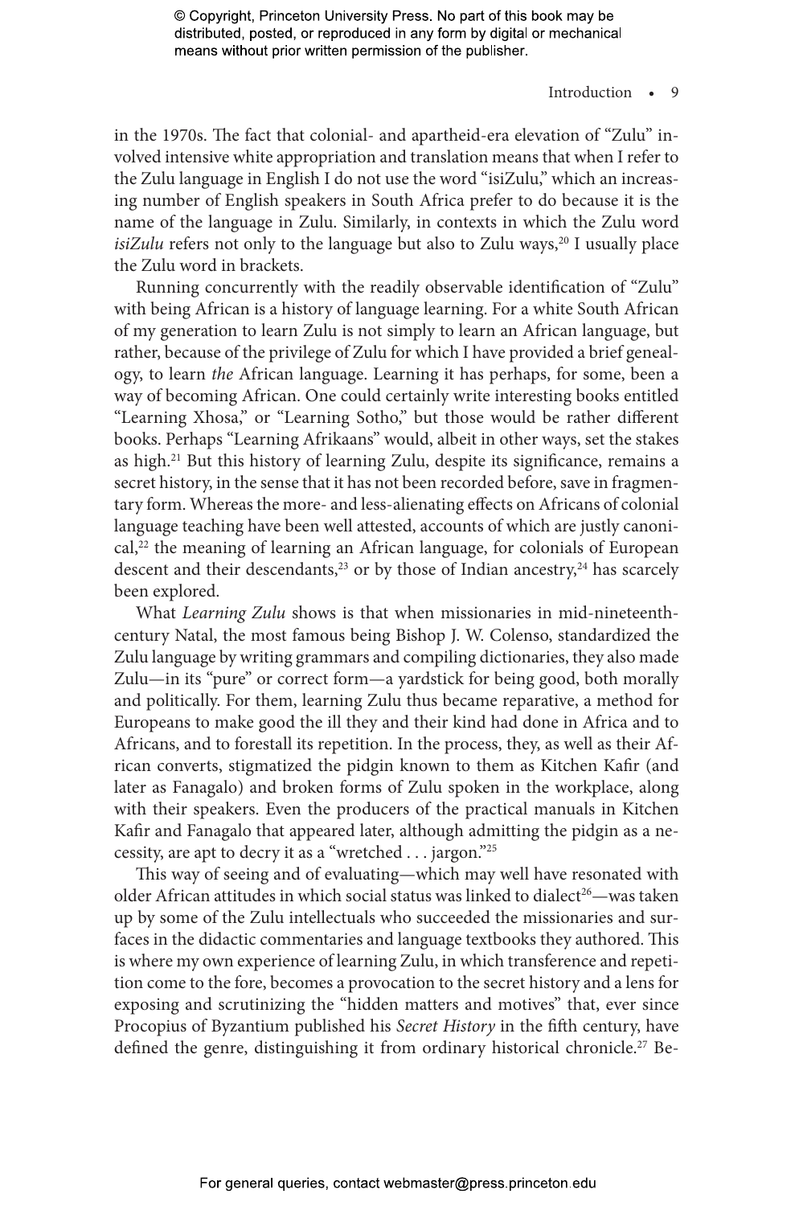in the 1970s. The fact that colonial- and apartheid-era elevation of "Zulu" involved intensive white appropriation and translation means that when I refer to the Zulu language in English I do not use the word "isiZulu," which an increasing number of English speakers in South Africa prefer to do because it is the name of the language in Zulu. Similarly, in contexts in which the Zulu word *isiZulu* refers not only to the language but also to Zulu ways,[20] I usually place the Zulu word in brackets.

Running concurrently with the readily observable identification of "Zulu" with being African is a history of language learning. For a white South African of my generation to learn Zulu is not simply to learn an African language, but rather, because of the privilege of Zulu for which I have provided a brief genealogy, to learn *the* African language. Learning it has perhaps, for some, been a way of becoming African. One could certainly write interesting books entitled "Learning Xhosa," or "Learning Sotho," but those would be rather different books. Perhaps "Learning Afrikaans" would, albeit in other ways, set the stakes as high.[21] But this history of learning Zulu, despite its significance, remains a secret history, in the sense that it has not been recorded before, save in fragmentary form. Whereas the more- and less-alienating effects on Africans of colonial language teaching have been well attested, accounts of which are justly canonical,[22] the meaning of learning an African language, for colonials of European descent and their descendants,[23] or by those of Indian ancestry,[24] has scarcely been explored.

What *Learning Zulu* shows is that when missionaries in mid-nineteenth-century Natal, the most famous being Bishop J. W. Colenso, standardized the Zulu language by writing grammars and compiling dictionaries, they also made Zulu—in its "pure" or correct form—a yardstick for being good, both morally and politically. For them, learning Zulu thus became reparative, a method for Europeans to make good the ill they and their kind had done in Africa and to Africans, and to forestall its repetition. In the process, they, as well as their African converts, stigmatized the pidgin known to them as Kitchen Kafir (and later as Fanagalo) and broken forms of Zulu spoken in the workplace, along with their speakers. Even the producers of the practical manuals in Kitchen Kafir and Fanagalo that appeared later, although admitting the pidgin as a necessity, are apt to decry it as a "wretched . . . jargon."[25]

This way of seeing and of evaluating—which may well have resonated with older African attitudes in which social status was linked to dialect[26]—was taken up by some of the Zulu intellectuals who succeeded the missionaries and surfaces in the didactic commentaries and language textbooks they authored. This is where my own experience of learning Zulu, in which transference and repetition come to the fore, becomes a provocation to the secret history and a lens for exposing and scrutinizing the "hidden matters and motives" that, ever since Procopius of Byzantium published his *Secret History* in the fifth century, have defined the genre, distinguishing it from ordinary historical chronicle.[27] Be-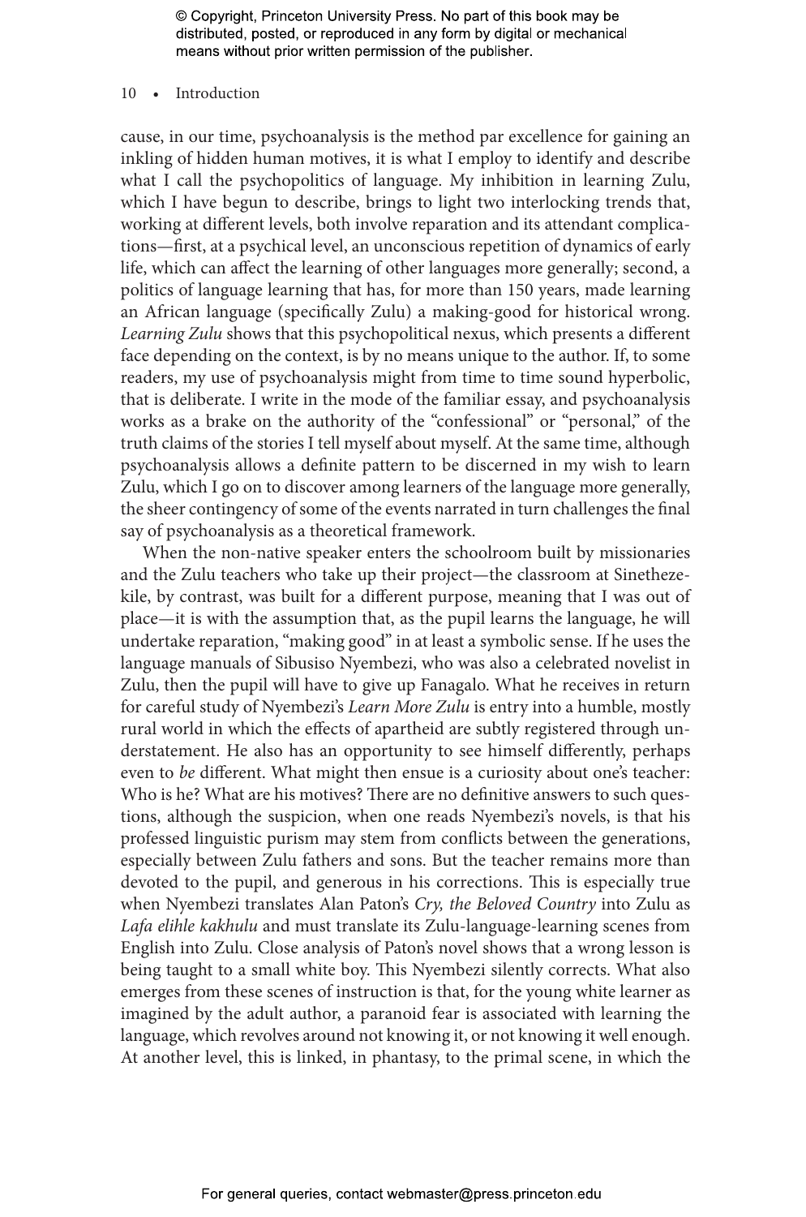cause, in our time, psychoanalysis is the method par excellence for gaining an inkling of hidden human motives, it is what I employ to identify and describe what I call the psychopolitics of language. My inhibition in learning Zulu, which I have begun to describe, brings to light two interlocking trends that, working at different levels, both involve reparation and its attendant complications—first, at a psychical level, an unconscious repetition of dynamics of early life, which can affect the learning of other languages more generally; second, a politics of language learning that has, for more than 150 years, made learning an African language (specifically Zulu) a making-good for historical wrong. *Learning Zulu* shows that this psychopolitical nexus, which presents a different face depending on the context, is by no means unique to the author. If, to some readers, my use of psychoanalysis might from time to time sound hyperbolic, that is deliberate. I write in the mode of the familiar essay, and psychoanalysis works as a brake on the authority of the "confessional" or "personal," of the truth claims of the stories I tell myself about myself. At the same time, although psychoanalysis allows a definite pattern to be discerned in my wish to learn Zulu, which I go on to discover among learners of the language more generally, the sheer contingency of some of the events narrated in turn challenges the final say of psychoanalysis as a theoretical framework.

When the non-native speaker enters the schoolroom built by missionaries and the Zulu teachers who take up their project—the classroom at Sinethezekile, by contrast, was built for a different purpose, meaning that I was out of place—it is with the assumption that, as the pupil learns the language, he will undertake reparation, "making good" in at least a symbolic sense. If he uses the language manuals of Sibusiso Nyembezi, who was also a celebrated novelist in Zulu, then the pupil will have to give up Fanagalo. What he receives in return for careful study of Nyembezi's *Learn More Zulu* is entry into a humble, mostly rural world in which the effects of apartheid are subtly registered through understatement. He also has an opportunity to see himself differently, perhaps even to *be* different. What might then ensue is a curiosity about one's teacher: Who is he? What are his motives? There are no definitive answers to such questions, although the suspicion, when one reads Nyembezi's novels, is that his professed linguistic purism may stem from conflicts between the generations, especially between Zulu fathers and sons. But the teacher remains more than devoted to the pupil, and generous in his corrections. This is especially true when Nyembezi translates Alan Paton's *Cry, the Beloved Country* into Zulu as *Lafa elihle kakhulu* and must translate its Zulu-language-learning scenes from English into Zulu. Close analysis of Paton's novel shows that a wrong lesson is being taught to a small white boy. This Nyembezi silently corrects. What also emerges from these scenes of instruction is that, for the young white learner as imagined by the adult author, a paranoid fear is associated with learning the language, which revolves around not knowing it, or not knowing it well enough. At another level, this is linked, in phantasy, to the primal scene, in which the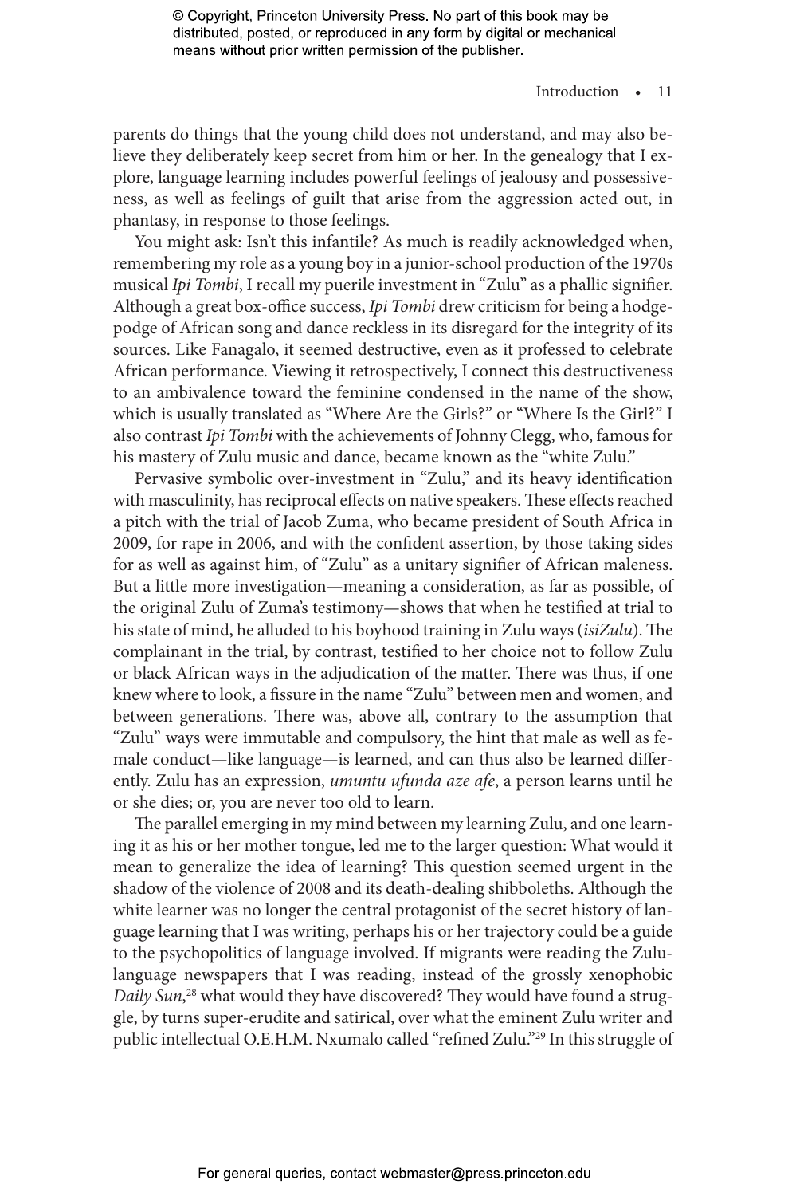parents do things that the young child does not understand, and may also believe they deliberately keep secret from him or her. In the genealogy that I explore, language learning includes powerful feelings of jealousy and possessiveness, as well as feelings of guilt that arise from the aggression acted out, in phantasy, in response to those feelings.

You might ask: Isn't this infantile? As much is readily acknowledged when, remembering my role as a young boy in a junior-school production of the 1970s musical *Ipi Tombi*, I recall my puerile investment in "Zulu" as a phallic signifier. Although a great box-office success, *Ipi Tombi* drew criticism for being a hodgepodge of African song and dance reckless in its disregard for the integrity of its sources. Like Fanagalo, it seemed destructive, even as it professed to celebrate African performance. Viewing it retrospectively, I connect this destructiveness to an ambivalence toward the feminine condensed in the name of the show, which is usually translated as "Where Are the Girls?" or "Where Is the Girl?" I also contrast *Ipi Tombi* with the achievements of Johnny Clegg, who, famous for his mastery of Zulu music and dance, became known as the "white Zulu."

Pervasive symbolic over-investment in "Zulu," and its heavy identification with masculinity, has reciprocal effects on native speakers. These effects reached a pitch with the trial of Jacob Zuma, who became president of South Africa in 2009, for rape in 2006, and with the confident assertion, by those taking sides for as well as against him, of "Zulu" as a unitary signifier of African maleness. But a little more investigation—meaning a consideration, as far as possible, of the original Zulu of Zuma's testimony—shows that when he testified at trial to his state of mind, he alluded to his boyhood training in Zulu ways (*isiZulu*). The complainant in the trial, by contrast, testified to her choice not to follow Zulu or black African ways in the adjudication of the matter. There was thus, if one knew where to look, a fissure in the name "Zulu" between men and women, and between generations. There was, above all, contrary to the assumption that "Zulu" ways were immutable and compulsory, the hint that male as well as female conduct—like language—is learned, and can thus also be learned differently. Zulu has an expression, *umuntu ufunda aze afe*, a person learns until he or she dies; or, you are never too old to learn.

The parallel emerging in my mind between my learning Zulu, and one learning it as his or her mother tongue, led me to the larger question: What would it mean to generalize the idea of learning? This question seemed urgent in the shadow of the violence of 2008 and its death-dealing shibboleths. Although the white learner was no longer the central protagonist of the secret history of language learning that I was writing, perhaps his or her trajectory could be a guide to the psychopolitics of language involved. If migrants were reading the Zulu-language newspapers that I was reading, instead of the grossly xenophobic *Daily Sun*,[28] what would they have discovered? They would have found a struggle, by turns super-erudite and satirical, over what the eminent Zulu writer and public intellectual O.E.H.M. Nxumalo called "refined Zulu."[29] In this struggle of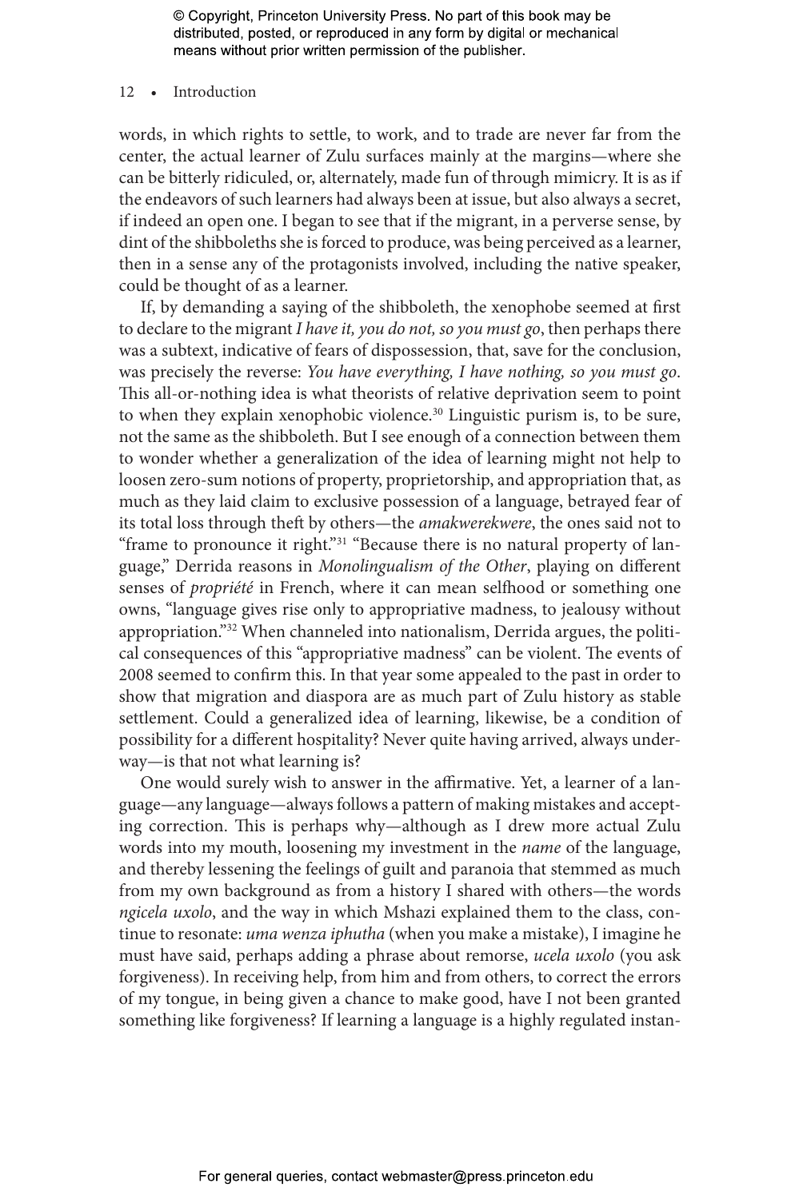words, in which rights to settle, to work, and to trade are never far from the center, the actual learner of Zulu surfaces mainly at the margins—where she can be bitterly ridiculed, or, alternately, made fun of through mimicry. It is as if the endeavors of such learners had always been at issue, but also always a secret, if indeed an open one. I began to see that if the migrant, in a perverse sense, by dint of the shibboleths she is forced to produce, was being perceived as a learner, then in a sense any of the protagonists involved, including the native speaker, could be thought of as a learner.

If, by demanding a saying of the shibboleth, the xenophobe seemed at first to declare to the migrant *I have it, you do not, so you must go*, then perhaps there was a subtext, indicative of fears of dispossession, that, save for the conclusion, was precisely the reverse: *You have everything, I have nothing, so you must go*. This all-or-nothing idea is what theorists of relative deprivation seem to point to when they explain xenophobic violence.[30] Linguistic purism is, to be sure, not the same as the shibboleth. But I see enough of a connection between them to wonder whether a generalization of the idea of learning might not help to loosen zero-sum notions of property, proprietorship, and appropriation that, as much as they laid claim to exclusive possession of a language, betrayed fear of its total loss through theft by others—the *amakwerekwere*, the ones said not to "frame to pronounce it right."[31] "Because there is no natural property of language," Derrida reasons in *Monolingualism of the Other*, playing on different senses of *propriété* in French, where it can mean selfhood or something one owns, "language gives rise only to appropriative madness, to jealousy without appropriation."[32] When channeled into nationalism, Derrida argues, the political consequences of this "appropriative madness" can be violent. The events of 2008 seemed to confirm this. In that year some appealed to the past in order to show that migration and diaspora are as much part of Zulu history as stable settlement. Could a generalized idea of learning, likewise, be a condition of possibility for a different hospitality? Never quite having arrived, always underway—is that not what learning is?

One would surely wish to answer in the affirmative. Yet, a learner of a language—any language—always follows a pattern of making mistakes and accepting correction. This is perhaps why—although as I drew more actual Zulu words into my mouth, loosening my investment in the *name* of the language, and thereby lessening the feelings of guilt and paranoia that stemmed as much from my own background as from a history I shared with others—the words *ngicela uxolo*, and the way in which Mshazi explained them to the class, continue to resonate: *uma wenza iphutha* (when you make a mistake), I imagine he must have said, perhaps adding a phrase about remorse, *ucela uxolo* (you ask forgiveness). In receiving help, from him and from others, to correct the errors of my tongue, in being given a chance to make good, have I not been granted something like forgiveness? If learning a language is a highly regulated instan-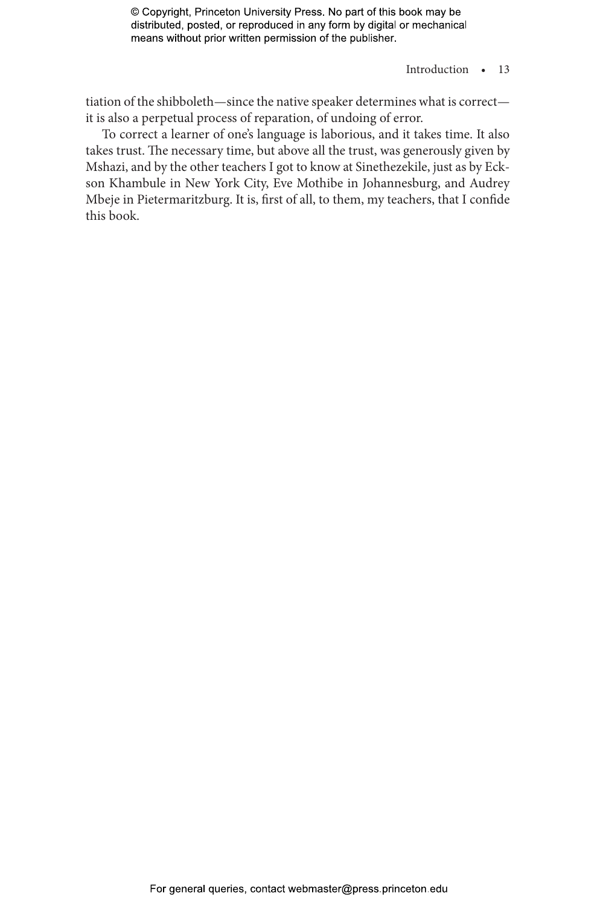tiation of the shibboleth—since the native speaker determines what is correct—it is also a perpetual process of reparation, of undoing of error.

To correct a learner of one's language is laborious, and it takes time. It also takes trust. The necessary time, but above all the trust, was generously given by Mshazi, and by the other teachers I got to know at Sinethezekile, just as by Eckson Khambule in New York City, Eve Mothibe in Johannesburg, and Audrey Mbeje in Pietermaritzburg. It is, first of all, to them, my teachers, that I confide this book.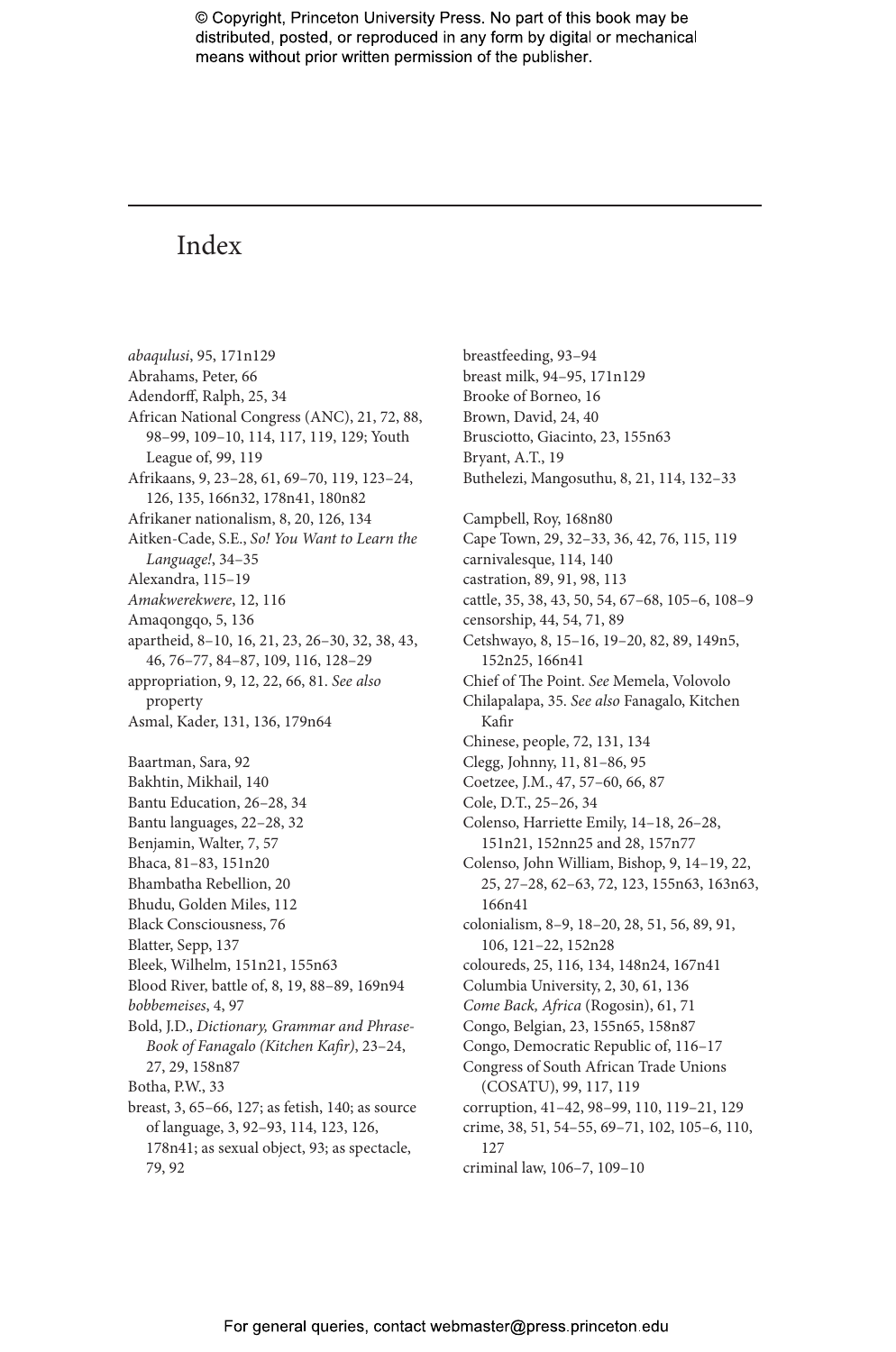# Index

*abaqulusi*, 95, 171n129
Abrahams, Peter, 66
Adendorff, Ralph, 25, 34
African National Congress (ANC), 21, 72, 88, 98–99, 109–10, 114, 117, 119, 129; Youth League of, 99, 119
Afrikaans, 9, 23–28, 61, 69–70, 119, 123–24, 126, 135, 166n32, 178n41, 180n82
Afrikaner nationalism, 8, 20, 126, 134
Aitken-Cade, S.E., *So! You Want to Learn the Language!*, 34–35
Alexandra, 115–19
*Amakwerekwere*, 12, 116
Amaqongqo, 5, 136
apartheid, 8–10, 16, 21, 23, 26–30, 32, 38, 43, 46, 76–77, 84–87, 109, 116, 128–29
appropriation, 9, 12, 22, 66, 81. *See also* property
Asmal, Kader, 131, 136, 179n64

Baartman, Sara, 92
Bakhtin, Mikhail, 140
Bantu Education, 26–28, 34
Bantu languages, 22–28, 32
Benjamin, Walter, 7, 57
Bhaca, 81–83, 151n20
Bhambatha Rebellion, 20
Bhudu, Golden Miles, 112
Black Consciousness, 76
Blatter, Sepp, 137
Bleek, Wilhelm, 151n21, 155n63
Blood River, battle of, 8, 19, 88–89, 169n94
*bobbemeises*, 4, 97
Bold, J.D., *Dictionary, Grammar and Phrase-Book of Fanagalo (Kitchen Kafir)*, 23–24, 27, 29, 158n87
Botha, P.W., 33
breast, 3, 65–66, 127; as fetish, 140; as source of language, 3, 92–93, 114, 123, 126, 178n41; as sexual object, 93; as spectacle, 79, 92
breastfeeding, 93–94
breast milk, 94–95, 171n129
Brooke of Borneo, 16
Brown, David, 24, 40
Brusciotto, Giacinto, 23, 155n63
Bryant, A.T., 19
Buthelezi, Mangosuthu, 8, 21, 114, 132–33

Campbell, Roy, 168n80
Cape Town, 29, 32–33, 36, 42, 76, 115, 119
carnivalesque, 114, 140
castration, 89, 91, 98, 113
cattle, 35, 38, 43, 50, 54, 67–68, 105–6, 108–9
censorship, 44, 54, 71, 89
Cetshwayo, 8, 15–16, 19–20, 82, 89, 149n5, 152n25, 166n41
Chief of The Point. *See* Memela, Volovolo
Chilapalapa, 35. *See also* Fanagalo, Kitchen Kafir
Chinese, people, 72, 131, 134
Clegg, Johnny, 11, 81–86, 95
Coetzee, J.M., 47, 57–60, 66, 87
Cole, D.T., 25–26, 34
Colenso, Harriette Emily, 14–18, 26–28, 151n21, 152nn25 and 28, 157n77
Colenso, John William, Bishop, 9, 14–19, 22, 25, 27–28, 62–63, 72, 123, 155n63, 163n63, 166n41
colonialism, 8–9, 18–20, 28, 51, 56, 89, 91, 106, 121–22, 152n28
coloureds, 25, 116, 134, 148n24, 167n41
Columbia University, 2, 30, 61, 136
*Come Back, Africa* (Rogosin), 61, 71
Congo, Belgian, 23, 155n65, 158n87
Congo, Democratic Republic of, 116–17
Congress of South African Trade Unions (COSATU), 99, 117, 119
corruption, 41–42, 98–99, 110, 119–21, 129
crime, 38, 51, 54–55, 69–71, 102, 105–6, 110, 127
criminal law, 106–7, 109–10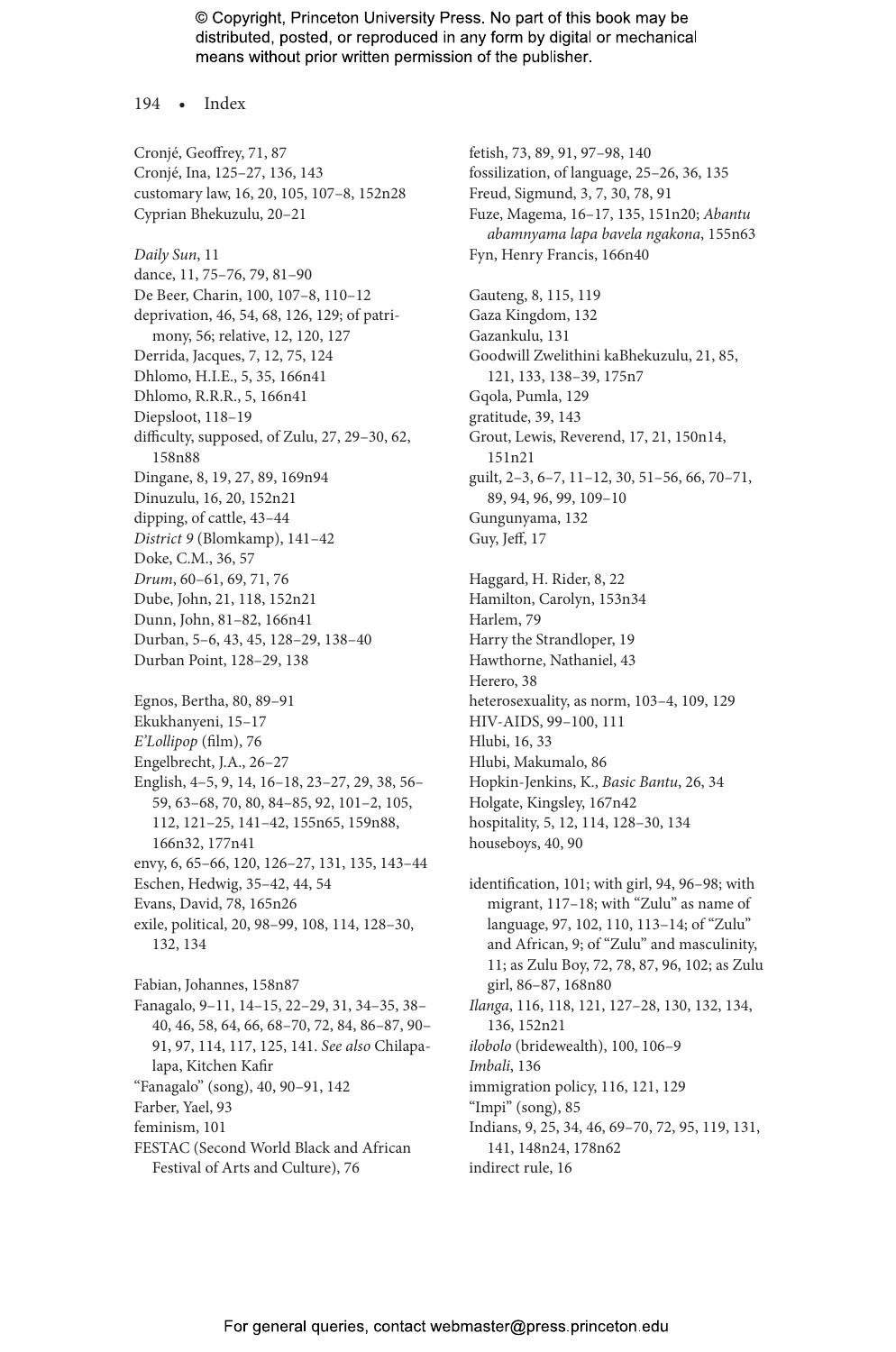Cronjé, Geoffrey, 71, 87
Cronjé, Ina, 125–27, 136, 143
customary law, 16, 20, 105, 107–8, 152n28
Cyprian Bhekuzulu, 20–21

*Daily Sun*, 11
dance, 11, 75–76, 79, 81–90
De Beer, Charin, 100, 107–8, 110–12
deprivation, 46, 54, 68, 126, 129; of patrimony, 56; relative, 12, 120, 127
Derrida, Jacques, 7, 12, 75, 124
Dhlomo, H.I.E., 5, 35, 166n41
Dhlomo, R.R.R., 5, 166n41
Diepsloot, 118–19
difficulty, supposed, of Zulu, 27, 29–30, 62, 158n88
Dingane, 8, 19, 27, 89, 169n94
Dinuzulu, 16, 20, 152n21
dipping, of cattle, 43–44
*District 9* (Blomkamp), 141–42
Doke, C.M., 36, 57
*Drum*, 60–61, 69, 71, 76
Dube, John, 21, 118, 152n21
Dunn, John, 81–82, 166n41
Durban, 5–6, 43, 45, 128–29, 138–40
Durban Point, 128–29, 138

Egnos, Bertha, 80, 89–91
Ekukhanyeni, 15–17
*E'Lollipop* (film), 76
Engelbrecht, J.A., 26–27
English, 4–5, 9, 14, 16–18, 23–27, 29, 38, 56–59, 63–68, 70, 80, 84–85, 92, 101–2, 105, 112, 121–25, 141–42, 155n65, 159n88, 166n32, 177n41
envy, 6, 65–66, 120, 126–27, 131, 135, 143–44
Eschen, Hedwig, 35–42, 44, 54
Evans, David, 78, 165n26
exile, political, 20, 98–99, 108, 114, 128–30, 132, 134

Fabian, Johannes, 158n87
Fanagalo, 9–11, 14–15, 22–29, 31, 34–35, 38–40, 46, 58, 64, 66, 68–70, 72, 84, 86–87, 90–91, 97, 114, 117, 125, 141. *See also* Chilapalapa, Kitchen Kafir
"Fanagalo" (song), 40, 90–91, 142
Farber, Yael, 93
feminism, 101
FESTAC (Second World Black and African Festival of Arts and Culture), 76
fetish, 73, 89, 91, 97–98, 140
fossilization, of language, 25–26, 36, 135
Freud, Sigmund, 3, 7, 30, 78, 91
Fuze, Magema, 16–17, 135, 151n20; *Abantu abamnyama lapa bavela ngakona*, 155n63
Fyn, Henry Francis, 166n40

Gauteng, 8, 115, 119
Gaza Kingdom, 132
Gazankulu, 131
Goodwill Zwelithini kaBhekuzulu, 21, 85, 121, 133, 138–39, 175n7
Gqola, Pumla, 129
gratitude, 39, 143
Grout, Lewis, Reverend, 17, 21, 150n14, 151n21
guilt, 2–3, 6–7, 11–12, 30, 51–56, 66, 70–71, 89, 94, 96, 99, 109–10
Gungunyama, 132
Guy, Jeff, 17

Haggard, H. Rider, 8, 22
Hamilton, Carolyn, 153n34
Harlem, 79
Harry the Strandloper, 19
Hawthorne, Nathaniel, 43
Herero, 38
heterosexuality, as norm, 103–4, 109, 129
HIV-AIDS, 99–100, 111
Hlubi, 16, 33
Hlubi, Makumalo, 86
Hopkin-Jenkins, K., *Basic Bantu*, 26, 34
Holgate, Kingsley, 167n42
hospitality, 5, 12, 114, 128–30, 134
houseboys, 40, 90

identification, 101; with girl, 94, 96–98; with migrant, 117–18; with "Zulu" as name of language, 97, 102, 110, 113–14; of "Zulu" and African, 9; of "Zulu" and masculinity, 11; as Zulu Boy, 72, 78, 87, 96, 102; as Zulu girl, 86–87, 168n80
*Ilanga*, 116, 118, 121, 127–28, 130, 132, 134, 136, 152n21
*ilobolo* (bridewealth), 100, 106–9
*Imbali*, 136
immigration policy, 116, 121, 129
"Impi" (song), 85
Indians, 9, 25, 34, 46, 69–70, 72, 95, 119, 131, 141, 148n24, 178n62
indirect rule, 16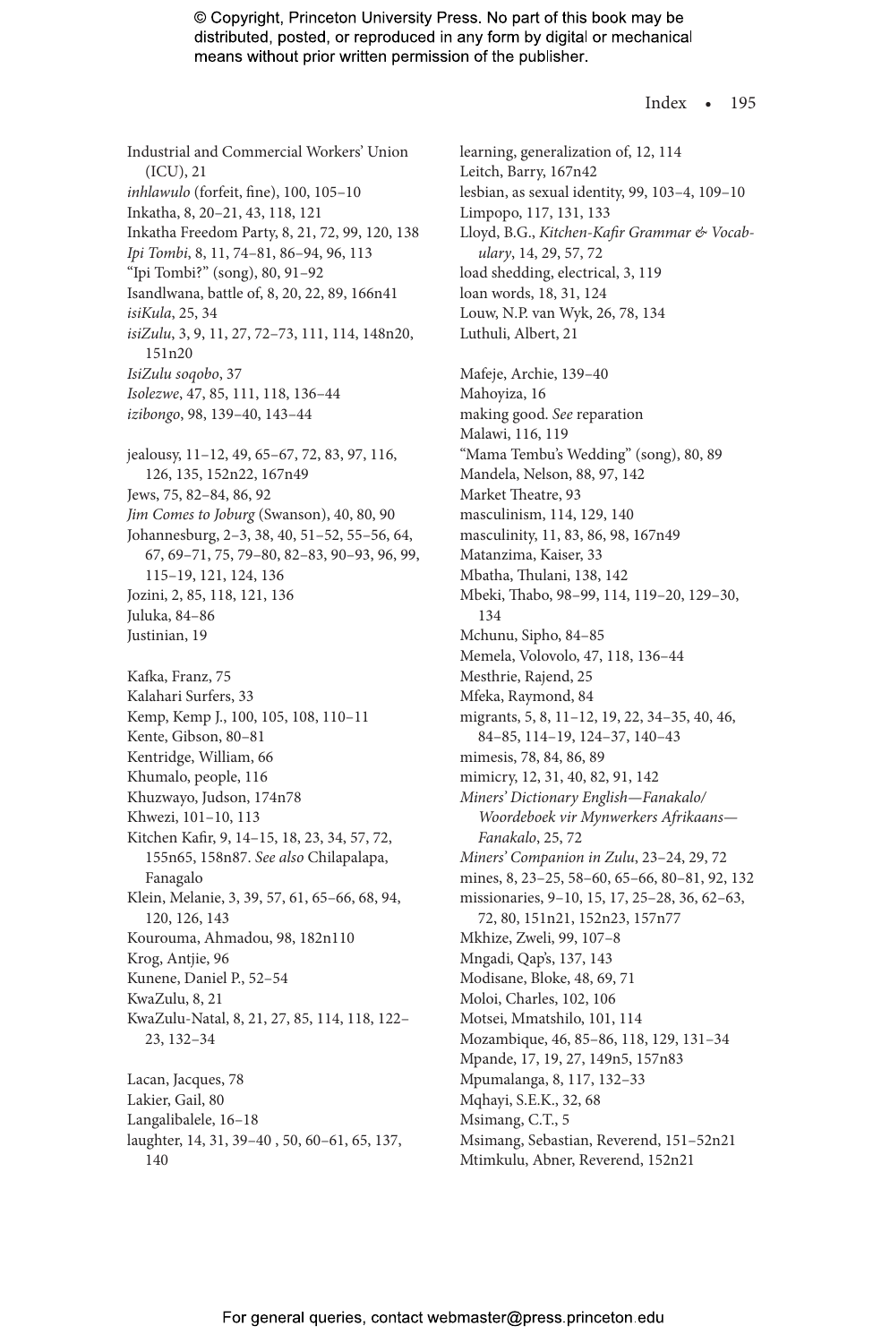Industrial and Commercial Workers' Union (ICU), 21
*inhlawulo* (forfeit, fine), 100, 105–10
Inkatha, 8, 20–21, 43, 118, 121
Inkatha Freedom Party, 8, 21, 72, 99, 120, 138
*Ipi Tombi*, 8, 11, 74–81, 86–94, 96, 113
"Ipi Tombi?" (song), 80, 91–92
Isandlwana, battle of, 8, 20, 22, 89, 166n41
*isiKula*, 25, 34
*isiZulu*, 3, 9, 11, 27, 72–73, 111, 114, 148n20, 151n20
*IsiZulu soqobo*, 37
*Isolezwe*, 47, 85, 111, 118, 136–44
*izibongo*, 98, 139–40, 143–44

jealousy, 11–12, 49, 65–67, 72, 83, 97, 116, 126, 135, 152n22, 167n49
Jews, 75, 82–84, 86, 92
*Jim Comes to Joburg* (Swanson), 40, 80, 90
Johannesburg, 2–3, 38, 40, 51–52, 55–56, 64, 67, 69–71, 75, 79–80, 82–83, 90–93, 96, 99, 115–19, 121, 124, 136
Jozini, 2, 85, 118, 121, 136
Juluka, 84–86
Justinian, 19

Kafka, Franz, 75
Kalahari Surfers, 33
Kemp, Kemp J., 100, 105, 108, 110–11
Kente, Gibson, 80–81
Kentridge, William, 66
Khumalo, people, 116
Khuzwayo, Judson, 174n78
Khwezi, 101–10, 113
Kitchen Kafir, 9, 14–15, 18, 23, 34, 57, 72, 155n65, 158n87. *See also* Chilapalapa, Fanagalo
Klein, Melanie, 3, 39, 57, 61, 65–66, 68, 94, 120, 126, 143
Kourouma, Ahmadou, 98, 182n110
Krog, Antjie, 96
Kunene, Daniel P., 52–54
KwaZulu, 8, 21
KwaZulu-Natal, 8, 21, 27, 85, 114, 118, 122–23, 132–34

Lacan, Jacques, 78
Lakier, Gail, 80
Langalibalele, 16–18
laughter, 14, 31, 39–40 , 50, 60–61, 65, 137, 140
learning, generalization of, 12, 114
Leitch, Barry, 167n42
lesbian, as sexual identity, 99, 103–4, 109–10
Limpopo, 117, 131, 133
Lloyd, B.G., *Kitchen-Kafir Grammar & Vocabulary*, 14, 29, 57, 72
load shedding, electrical, 3, 119
loan words, 18, 31, 124
Louw, N.P. van Wyk, 26, 78, 134
Luthuli, Albert, 21

Mafeje, Archie, 139–40
Mahoyiza, 16
making good. *See* reparation
Malawi, 116, 119
"Mama Tembu's Wedding" (song), 80, 89
Mandela, Nelson, 88, 97, 142
Market Theatre, 93
masculinism, 114, 129, 140
masculinity, 11, 83, 86, 98, 167n49
Matanzima, Kaiser, 33
Mbatha, Thulani, 138, 142
Mbeki, Thabo, 98–99, 114, 119–20, 129–30, 134
Mchunu, Sipho, 84–85
Memela, Volovolo, 47, 118, 136–44
Mesthrie, Rajend, 25
Mfeka, Raymond, 84
migrants, 5, 8, 11–12, 19, 22, 34–35, 40, 46, 84–85, 114–19, 124–37, 140–43
mimesis, 78, 84, 86, 89
mimicry, 12, 31, 40, 82, 91, 142
*Miners' Dictionary English—Fanakalo/ Woordeboek vir Mynwerkers Afrikaans—Fanakalo*, 25, 72
*Miners' Companion in Zulu*, 23–24, 29, 72
mines, 8, 23–25, 58–60, 65–66, 80–81, 92, 132
missionaries, 9–10, 15, 17, 25–28, 36, 62–63, 72, 80, 151n21, 152n23, 157n77
Mkhize, Zweli, 99, 107–8
Mngadi, Qap's, 137, 143
Modisane, Bloke, 48, 69, 71
Moloi, Charles, 102, 106
Motsei, Mmatshilo, 101, 114
Mozambique, 46, 85–86, 118, 129, 131–34
Mpande, 17, 19, 27, 149n5, 157n83
Mpumalanga, 8, 117, 132–33
Mqhayi, S.E.K., 32, 68
Msimang, C.T., 5
Msimang, Sebastian, Reverend, 151–52n21
Mtimkulu, Abner, Reverend, 152n21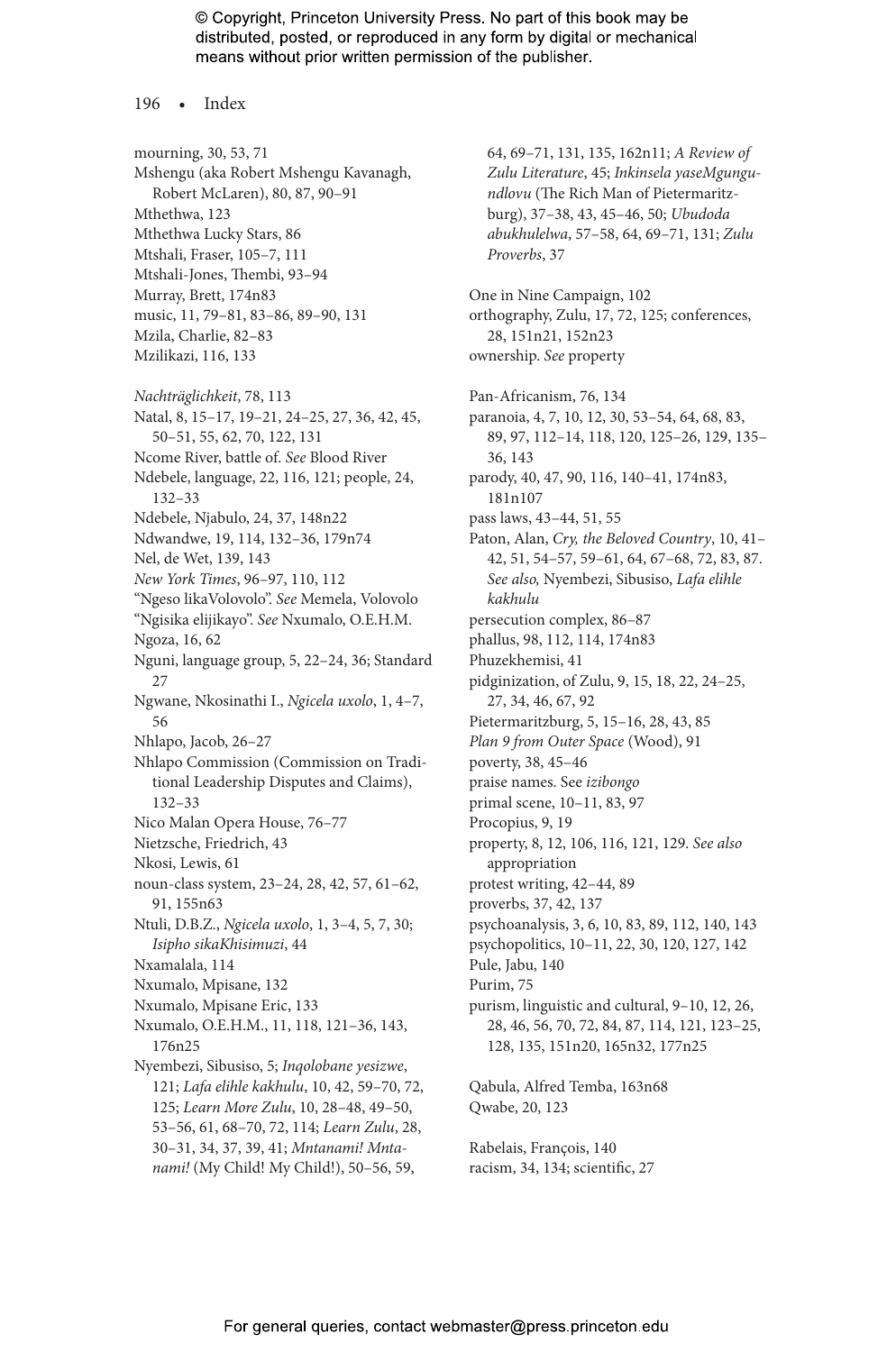mourning, 30, 53, 71
Mshengu (aka Robert Mshengu Kavanagh, Robert McLaren), 80, 87, 90–91
Mthethwa, 123
Mthethwa Lucky Stars, 86
Mtshali, Fraser, 105–7, 111
Mtshali-Jones, Thembi, 93–94
Murray, Brett, 174n83
music, 11, 79–81, 83–86, 89–90, 131
Mzila, Charlie, 82–83
Mzilikazi, 116, 133

*Nachträglichkeit*, 78, 113
Natal, 8, 15–17, 19–21, 24–25, 27, 36, 42, 45, 50–51, 55, 62, 70, 122, 131
Ncome River, battle of. *See* Blood River
Ndebele, language, 22, 116, 121; people, 24, 132–33
Ndebele, Njabulo, 24, 37, 148n22
Ndwandwe, 19, 114, 132–36, 179n74
Nel, de Wet, 139, 143
*New York Times*, 96–97, 110, 112
"Ngeso likaVolovolo". *See* Memela, Volovolo
"Ngisika elijikayo". *See* Nxumalo, O.E.H.M.
Ngoza, 16, 62
Nguni, language group, 5, 22–24, 36; Standard 27
Ngwane, Nkosinathi I., *Ngicela uxolo*, 1, 4–7, 56
Nhlapo, Jacob, 26–27
Nhlapo Commission (Commission on Traditional Leadership Disputes and Claims), 132–33
Nico Malan Opera House, 76–77
Nietzsche, Friedrich, 43
Nkosi, Lewis, 61
noun-class system, 23–24, 28, 42, 57, 61–62, 91, 155n63
Ntuli, D.B.Z., *Ngicela uxolo*, 1, 3–4, 5, 7, 30; *Isipho sikaKhisimuzi*, 44
Nxamalala, 114
Nxumalo, Mpisane, 132
Nxumalo, Mpisane Eric, 133
Nxumalo, O.E.H.M., 11, 118, 121–36, 143, 176n25
Nyembezi, Sibusiso, 5; *Inqolobane yesizwe*, 121; *Lafa elihle kakhulu*, 10, 42, 59–70, 72, 125; *Learn More Zulu*, 10, 28–48, 49–50, 53–56, 61, 68–70, 72, 114; *Learn Zulu*, 28, 30–31, 34, 37, 39, 41; *Mntanami! Mntanami!* (My Child! My Child!), 50–56, 59, 64, 69–71, 131, 135, 162n11; *A Review of Zulu Literature*, 45; *Inkinsela yaseMgungundlovu* (The Rich Man of Pietermaritzburg), 37–38, 43, 45–46, 50; *Ubudoda abukhulelwa*, 57–58, 64, 69–71, 131; *Zulu Proverbs*, 37

One in Nine Campaign, 102
orthography, Zulu, 17, 72, 125; conferences, 28, 151n21, 152n23
ownership. *See* property

Pan-Africanism, 76, 134
paranoia, 4, 7, 10, 12, 30, 53–54, 64, 68, 83, 89, 97, 112–14, 118, 120, 125–26, 129, 135–36, 143
parody, 40, 47, 90, 116, 140–41, 174n83, 181n107
pass laws, 43–44, 51, 55
Paton, Alan, *Cry, the Beloved Country*, 10, 41–42, 51, 54–57, 59–61, 64, 67–68, 72, 83, 87. *See also,* Nyembezi, Sibusiso, *Lafa elihle kakhulu*
persecution complex, 86–87
phallus, 98, 112, 114, 174n83
Phuzekhemisi, 41
pidginization, of Zulu, 9, 15, 18, 22, 24–25, 27, 34, 46, 67, 92
Pietermaritzburg, 5, 15–16, 28, 43, 85
*Plan 9 from Outer Space* (Wood), 91
poverty, 38, 45–46
praise names. See *izibongo*
primal scene, 10–11, 83, 97
Procopius, 9, 19
property, 8, 12, 106, 116, 121, 129. *See also* appropriation
protest writing, 42–44, 89
proverbs, 37, 42, 137
psychoanalysis, 3, 6, 10, 83, 89, 112, 140, 143
psychopolitics, 10–11, 22, 30, 120, 127, 142
Pule, Jabu, 140
Purim, 75
purism, linguistic and cultural, 9–10, 12, 26, 28, 46, 56, 70, 72, 84, 87, 114, 121, 123–25, 128, 135, 151n20, 165n32, 177n25

Qabula, Alfred Temba, 163n68
Qwabe, 20, 123

Rabelais, François, 140
racism, 34, 134; scientific, 27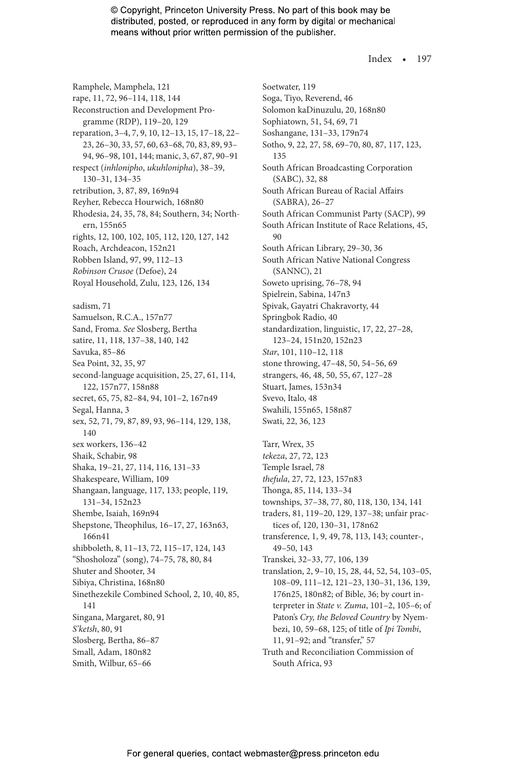Ramphele, Mamphela, 121
rape, 11, 72, 96–114, 118, 144
Reconstruction and Development Programme (RDP), 119–20, 129
reparation, 3–4, 7, 9, 10, 12–13, 15, 17–18, 22–23, 26–30, 33, 57, 60, 63–68, 70, 83, 89, 93–94, 96–98, 101, 144; manic, 3, 67, 87, 90–91
respect (*inhlonipho*, *ukuhlonipha*), 38–39, 130–31, 134–35
retribution, 3, 87, 89, 169n94
Reyher, Rebecca Hourwich, 168n80
Rhodesia, 24, 35, 78, 84; Southern, 34; Northern, 155n65
rights, 12, 100, 102, 105, 112, 120, 127, 142
Roach, Archdeacon, 152n21
Robben Island, 97, 99, 112–13
*Robinson Crusoe* (Defoe), 24
Royal Household, Zulu, 123, 126, 134

sadism, 71
Samuelson, R.C.A., 157n77
Sand, Froma. *See* Slosberg, Bertha
satire, 11, 118, 137–38, 140, 142
Savuka, 85–86
Sea Point, 32, 35, 97
second-language acquisition, 25, 27, 61, 114, 122, 157n77, 158n88
secret, 65, 75, 82–84, 94, 101–2, 167n49
Segal, Hanna, 3
sex, 52, 71, 79, 87, 89, 93, 96–114, 129, 138, 140
sex workers, 136–42
Shaik, Schabir, 98
Shaka, 19–21, 27, 114, 116, 131–33
Shakespeare, William, 109
Shangaan, language, 117, 133; people, 119, 131–34, 152n23
Shembe, Isaiah, 169n94
Shepstone, Theophilus, 16–17, 27, 163n63, 166n41
shibboleth, 8, 11–13, 72, 115–17, 124, 143
"Shosholoza" (song), 74–75, 78, 80, 84
Shuter and Shooter, 34
Sibiya, Christina, 168n80
Sinethezekile Combined School, 2, 10, 40, 85, 141
Singana, Margaret, 80, 91
*S'ketsh*, 80, 91
Slosberg, Bertha, 86–87
Small, Adam, 180n82
Smith, Wilbur, 65–66

Soetwater, 119
Soga, Tiyo, Reverend, 46
Solomon kaDinuzulu, 20, 168n80
Sophiatown, 51, 54, 69, 71
Soshangane, 131–33, 179n74
Sotho, 9, 22, 27, 58, 69–70, 80, 87, 117, 123, 135
South African Broadcasting Corporation (SABC), 32, 88
South African Bureau of Racial Affairs (SABRA), 26–27
South African Communist Party (SACP), 99
South African Institute of Race Relations, 45, 90
South African Library, 29–30, 36
South African Native National Congress (SANNC), 21
Soweto uprising, 76–78, 94
Spielrein, Sabina, 147n3
Spivak, Gayatri Chakravorty, 44
Springbok Radio, 40
standardization, linguistic, 17, 22, 27–28, 123–24, 151n20, 152n23
*Star*, 101, 110–12, 118
stone throwing, 47–48, 50, 54–56, 69
strangers, 46, 48, 50, 55, 67, 127–28
Stuart, James, 153n34
Svevo, Italo, 48
Swahili, 155n65, 158n87
Swati, 22, 36, 123

Tarr, Wrex, 35
*tekeza*, 27, 72, 123
Temple Israel, 78
*thefula*, 27, 72, 123, 157n83
Thonga, 85, 114, 133–34
townships, 37–38, 77, 80, 118, 130, 134, 141
traders, 81, 119–20, 129, 137–38; unfair practices of, 120, 130–31, 178n62
transference, 1, 9, 49, 78, 113, 143; counter-, 49–50, 143
Transkei, 32–33, 77, 106, 139
translation, 2, 9–10, 15, 28, 44, 52, 54, 103–05, 108–09, 111–12, 121–23, 130–31, 136, 139, 176n25, 180n82; of Bible, 36; by court interpreter in *State v. Zuma*, 101–2, 105–6; of Paton's *Cry, the Beloved Country* by Nyembezi, 10, 59–68, 125; of title of *Ipi Tombi*, 11, 91–92; and "transfer," 57
Truth and Reconciliation Commission of South Africa, 93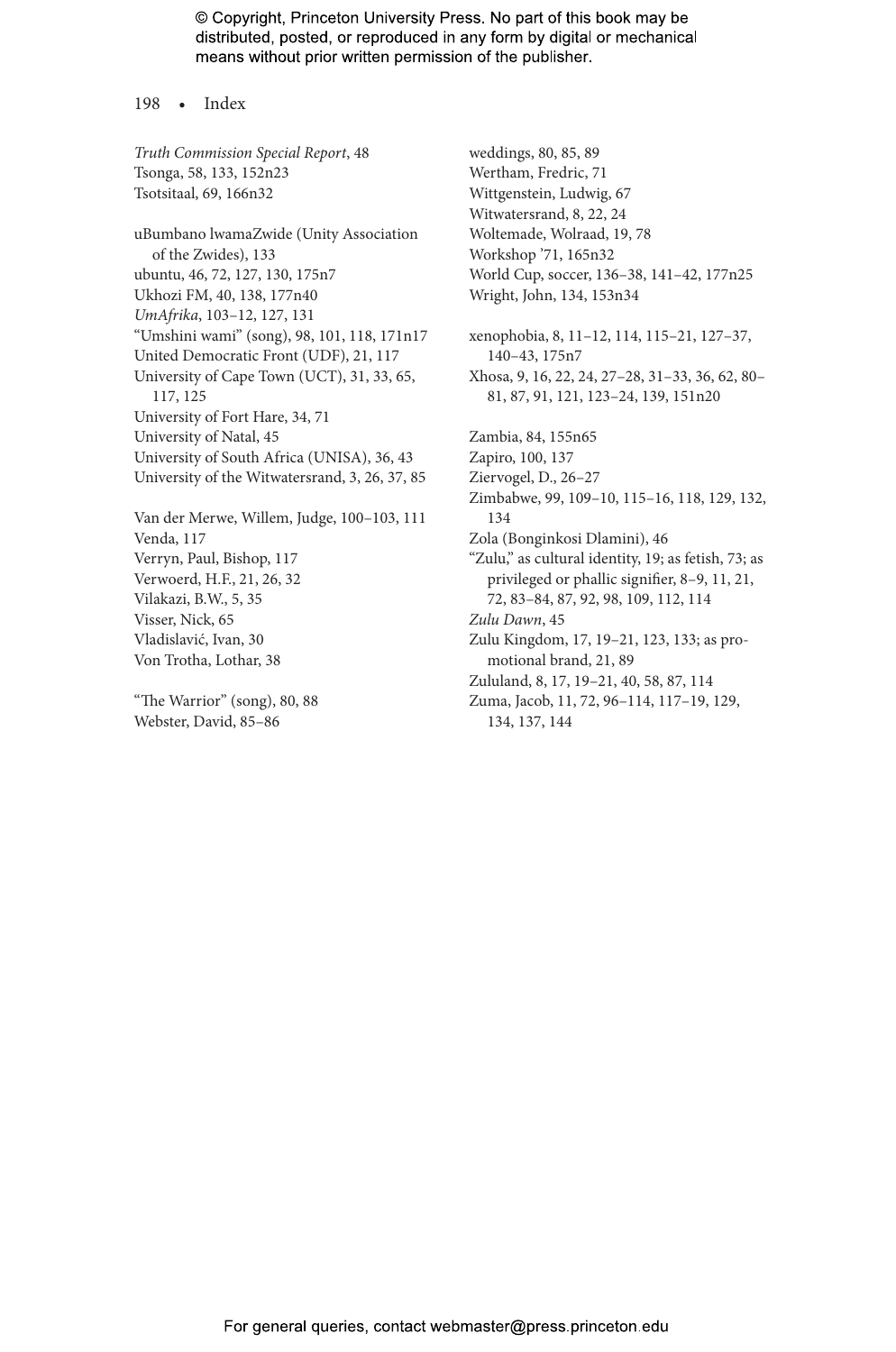*Truth Commission Special Report*, 48
Tsonga, 58, 133, 152n23
Tsotsitaal, 69, 166n32

uBumbano lwamaZwide (Unity Association of the Zwides), 133
ubuntu, 46, 72, 127, 130, 175n7
Ukhozi FM, 40, 138, 177n40
*UmAfrika*, 103–12, 127, 131
"Umshini wami" (song), 98, 101, 118, 171n17
United Democratic Front (UDF), 21, 117
University of Cape Town (UCT), 31, 33, 65, 117, 125
University of Fort Hare, 34, 71
University of Natal, 45
University of South Africa (UNISA), 36, 43
University of the Witwatersrand, 3, 26, 37, 85

Van der Merwe, Willem, Judge, 100–103, 111
Venda, 117
Verryn, Paul, Bishop, 117
Verwoerd, H.F., 21, 26, 32
Vilakazi, B.W., 5, 35
Visser, Nick, 65
Vladislavić, Ivan, 30
Von Trotha, Lothar, 38

"The Warrior" (song), 80, 88
Webster, David, 85–86
weddings, 80, 85, 89
Wertham, Fredric, 71
Wittgenstein, Ludwig, 67
Witwatersrand, 8, 22, 24
Woltemade, Wolraad, 19, 78
Workshop '71, 165n32
World Cup, soccer, 136–38, 141–42, 177n25
Wright, John, 134, 153n34

xenophobia, 8, 11–12, 114, 115–21, 127–37, 140–43, 175n7
Xhosa, 9, 16, 22, 24, 27–28, 31–33, 36, 62, 80–81, 87, 91, 121, 123–24, 139, 151n20

Zambia, 84, 155n65
Zapiro, 100, 137
Ziervogel, D., 26–27
Zimbabwe, 99, 109–10, 115–16, 118, 129, 132, 134
Zola (Bonginkosi Dlamini), 46
"Zulu," as cultural identity, 19; as fetish, 73; as privileged or phallic signifier, 8–9, 11, 21, 72, 83–84, 87, 92, 98, 109, 112, 114
*Zulu Dawn*, 45
Zulu Kingdom, 17, 19–21, 123, 133; as promotional brand, 21, 89
Zululand, 8, 17, 19–21, 40, 58, 87, 114
Zuma, Jacob, 11, 72, 96–114, 117–19, 129, 134, 137, 144